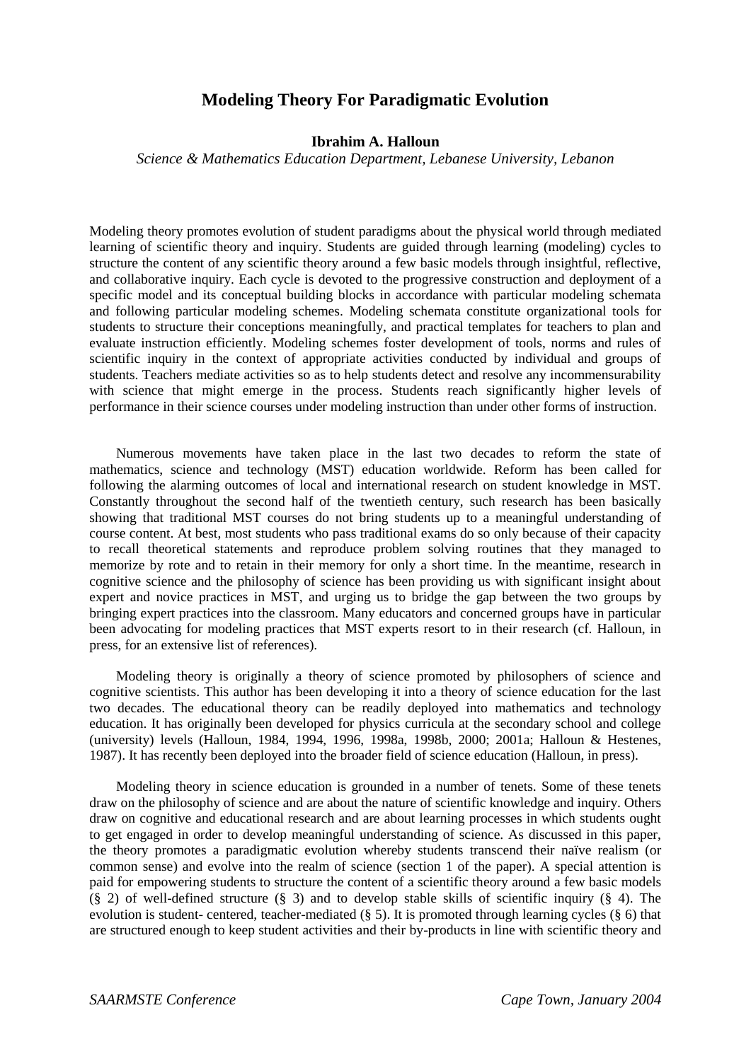# Modeling Theory For Paradigmatic Evolution

**Ibrahim A. Halloun**

*Science & Mathematics Education Department, Lebanese University, Lebanon*

Modeling theory promotes evolution of student paradigms about the physical world through mediated learning of scientific theory and inquiry. Students are guided through learning (modeling) cycles to structure the content of any scientific theory around a few basic models through insightful, reflective, and collaborative inquiry. Each cycle is devoted to the progressive construction and deployment of a specific model and its conceptual building blocks in accordance with particular modeling schemata and following particular modeling schemes. Modeling schemata constitute organizational tools for students to structure their conceptions meaningfully, and practical templates for teachers to plan and evaluate instruction efficiently. Modeling schemes foster development of tools, norms and rules of scientific inquiry in the context of appropriate activities conducted by individual and groups of students. Teachers mediate activities so as to help students detect and resolve any incommensurability with science that might emerge in the process. Students reach significantly higher levels of performance in their science courses under modeling instruction than under other forms of instruction.

Numerous movements have taken place in the last two decades to reform the state of mathematics, science and technology (MST) education worldwide. Reform has been called for following the alarming outcomes of local and international research on student knowledge in MST. Constantly throughout the second half of the twentieth century, such research has been basically showing that traditional MST courses do not bring students up to a meaningful understanding of course content. At best, most students who pass traditional exams do so only because of their capacity to recall theoretical statements and reproduce problem solving routines that they managed to memorize by rote and to retain in their memory for only a short time. In the meantime, research in cognitive science and the philosophy of science has been providing us with significant insight about expert and novice practices in MST, and urging us to bridge the gap between the two groups by bringing expert practices into the classroom. Many educators and concerned groups have in particular been advocating for modeling practices that MST experts resort to in their research (cf. Halloun, in press, for an extensive list of references).

Modeling theory is originally a theory of science promoted by philosophers of science and cognitive scientists. This author has been developing it into a theory of science education for the last two decades. The educational theory can be readily deployed into mathematics and technology education. It has originally been developed for physics curricula at the secondary school and college (university) levels (Halloun, 1984, 1994, 1996, 1998a, 1998b, 2000; 2001a; Halloun & Hestenes, 1987). It has recently been deployed into the broader field of science education (Halloun, in press).

Modeling theory in science education is grounded in a number of tenets. Some of these tenets draw on the philosophy of science and are about the nature of scientific knowledge and inquiry. Others draw on cognitive and educational research and are about learning processes in which students ought to get engaged in order to develop meaningful understanding of science. As discussed in this paper, the theory promotes a paradigmatic evolution whereby students transcend their naïve realism (or common sense) and evolve into the realm of science (section 1 of the paper). A special attention is paid for empowering students to structure the content of a scientific theory around a few basic models (§ 2) of well-defined structure (§ 3) and to develop stable skills of scientific inquiry (§ 4). The evolution is student- centered, teacher-mediated (§ 5). It is promoted through learning cycles (§ 6) that are structured enough to keep student activities and their by-products in line with scientific theory and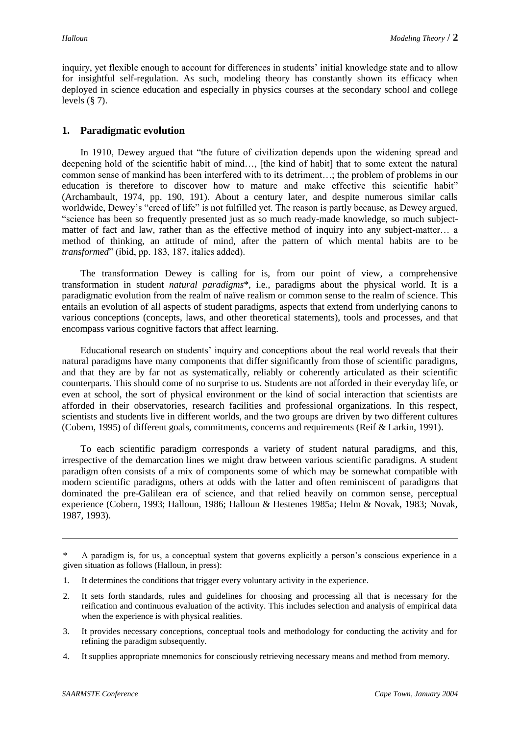inquiry, yet flexible enough to account for differences in students' initial knowledge state and to allow for insightful self-regulation. As such, modeling theory has constantly shown its efficacy when deployed in science education and especially in physics courses at the secondary school and college levels (§ 7).

## 1. Paradigmatic evolution

In 1910, Dewey argued that "the future of civilization depends upon the widening spread and deepening hold of the scientific habit of mind…, [the kind of habit] that to some extent the natural common sense of mankind has been interfered with to its detriment…; the problem of problems in our education is therefore to discover how to mature and make effective this scientific habit" (Archambault, 1974, pp. 190, 191). About a century later, and despite numerous similar calls worldwide, Dewey's "creed of life" is not fulfilled yet. The reason is partly because, as Dewey argued, "science has been so frequently presented just as so much ready-made knowledge, so much subject-matter of fact and law, rather than as the effective method of inquiry into any subject-matter… a method of thinking, an attitude of mind, after the pattern of which mental habits are to be *transformed*" (ibid, pp. 183, 187, italics added).

The transformation Dewey is calling for is, from our point of view, a comprehensive transformation in student *natural paradigms*\*, i.e., paradigms about the physical world. It is a paradigmatic evolution from the realm of naïve realism or common sense to the realm of science. This entails an evolution of all aspects of student paradigms, aspects that extend from underlying canons to various conceptions (concepts, laws, and other theoretical statements), tools and processes, and that encompass various cognitive factors that affect learning.

Educational research on students' inquiry and conceptions about the real world reveals that their natural paradigms have many components that differ significantly from those of scientific paradigms, and that they are by far not as systematically, reliably or coherently articulated as their scientific counterparts. This should come of no surprise to us. Students are not afforded in their everyday life, or even at school, the sort of physical environment or the kind of social interaction that scientists are afforded in their observatories, research facilities and professional organizations. In this respect, scientists and students live in different worlds, and the two groups are driven by two different cultures (Cobern, 1995) of different goals, commitments, concerns and requirements (Reif & Larkin, 1991).

To each scientific paradigm corresponds a variety of student natural paradigms, and this, irrespective of the demarcation lines we might draw between various scientific paradigms. A student paradigm often consists of a mix of components some of which may be somewhat compatible with modern scientific paradigms, others at odds with the latter and often reminiscent of paradigms that dominated the pre-Galilean era of science, and that relied heavily on common sense, perceptual experience (Cobern, 1993; Halloun, 1986; Halloun & Hestenes 1985a; Helm & Novak, 1983; Novak, 1987, 1993).

---

\* A paradigm is, for us, a conceptual system that governs explicitly a person's conscious experience in a given situation as follows (Halloun, in press):

1. It determines the conditions that trigger every voluntary activity in the experience.
2. It sets forth standards, rules and guidelines for choosing and processing all that is necessary for the reification and continuous evaluation of the activity. This includes selection and analysis of empirical data when the experience is with physical realities.
3. It provides necessary conceptions, conceptual tools and methodology for conducting the activity and for refining the paradigm subsequently.
4. It supplies appropriate mnemonics for consciously retrieving necessary means and method from memory.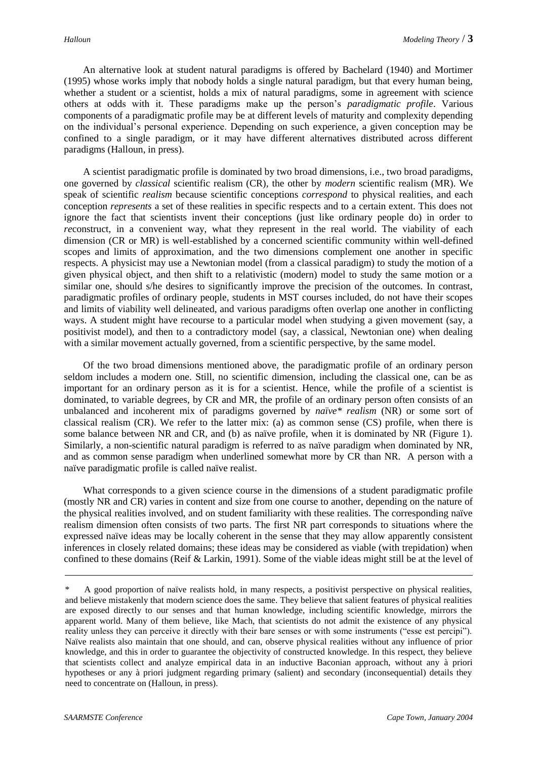An alternative look at student natural paradigms is offered by Bachelard (1940) and Mortimer (1995) whose works imply that nobody holds a single natural paradigm, but that every human being, whether a student or a scientist, holds a mix of natural paradigms, some in agreement with science others at odds with it. These paradigms make up the person's *paradigmatic profile*. Various components of a paradigmatic profile may be at different levels of maturity and complexity depending on the individual's personal experience. Depending on such experience, a given conception may be confined to a single paradigm, or it may have different alternatives distributed across different paradigms (Halloun, in press).

A scientist paradigmatic profile is dominated by two broad dimensions, i.e., two broad paradigms, one governed by *classical* scientific realism (CR), the other by *modern* scientific realism (MR). We speak of scientific *realism* because scientific conceptions *correspond* to physical realities, and each conception *represents* a set of these realities in specific respects and to a certain extent. This does not ignore the fact that scientists invent their conceptions (just like ordinary people do) in order to *re*construct, in a convenient way, what they represent in the real world. The viability of each dimension (CR or MR) is well-established by a concerned scientific community within well-defined scopes and limits of approximation, and the two dimensions complement one another in specific respects. A physicist may use a Newtonian model (from a classical paradigm) to study the motion of a given physical object, and then shift to a relativistic (modern) model to study the same motion or a similar one, should s/he desires to significantly improve the precision of the outcomes. In contrast, paradigmatic profiles of ordinary people, students in MST courses included, do not have their scopes and limits of viability well delineated, and various paradigms often overlap one another in conflicting ways. A student might have recourse to a particular model when studying a given movement (say, a positivist model), and then to a contradictory model (say, a classical, Newtonian one) when dealing with a similar movement actually governed, from a scientific perspective, by the same model.

Of the two broad dimensions mentioned above, the paradigmatic profile of an ordinary person seldom includes a modern one. Still, no scientific dimension, including the classical one, can be as important for an ordinary person as it is for a scientist. Hence, while the profile of a scientist is dominated, to variable degrees, by CR and MR, the profile of an ordinary person often consists of an unbalanced and incoherent mix of paradigms governed by *naïve\* realism* (NR) or some sort of classical realism (CR). We refer to the latter mix: (a) as common sense (CS) profile, when there is some balance between NR and CR, and (b) as naïve profile, when it is dominated by NR (Figure 1). Similarly, a non-scientific natural paradigm is referred to as naïve paradigm when dominated by NR, and as common sense paradigm when underlined somewhat more by CR than NR. A person with a naïve paradigmatic profile is called naïve realist.

What corresponds to a given science course in the dimensions of a student paradigmatic profile (mostly NR and CR) varies in content and size from one course to another, depending on the nature of the physical realities involved, and on student familiarity with these realities. The corresponding naïve realism dimension often consists of two parts. The first NR part corresponds to situations where the expressed naïve ideas may be locally coherent in the sense that they may allow apparently consistent inferences in closely related domains; these ideas may be considered as viable (with trepidation) when confined to these domains (Reif & Larkin, 1991). Some of the viable ideas might still be at the level of

---

\* A good proportion of naïve realists hold, in many respects, a positivist perspective on physical realities, and believe mistakenly that modern science does the same. They believe that salient features of physical realities are exposed directly to our senses and that human knowledge, including scientific knowledge, mirrors the apparent world. Many of them believe, like Mach, that scientists do not admit the existence of any physical reality unless they can perceive it directly with their bare senses or with some instruments ("esse est percipi"). Naïve realists also maintain that one should, and can, observe physical realities without any influence of prior knowledge, and this in order to guarantee the objectivity of constructed knowledge. In this respect, they believe that scientists collect and analyze empirical data in an inductive Baconian approach, without any à priori hypotheses or any à priori judgment regarding primary (salient) and secondary (inconsequential) details they need to concentrate on (Halloun, in press).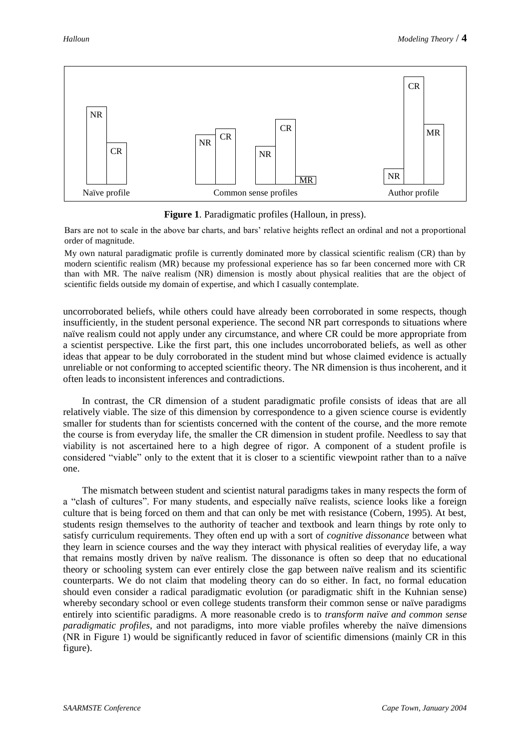**Figure 1**. Paradigmatic profiles (Halloun, in press).

Bars are not to scale in the above bar charts, and bars' relative heights reflect an ordinal and not a proportional order of magnitude.

My own natural paradigmatic profile is currently dominated more by classical scientific realism (CR) than by modern scientific realism (MR) because my professional experience has so far been concerned more with CR than with MR. The naïve realism (NR) dimension is mostly about physical realities that are the object of scientific fields outside my domain of expertise, and which I casually contemplate.

uncorroborated beliefs, while others could have already been corroborated in some respects, though insufficiently, in the student personal experience. The second NR part corresponds to situations where naïve realism could not apply under any circumstance, and where CR could be more appropriate from a scientist perspective. Like the first part, this one includes uncorroborated beliefs, as well as other ideas that appear to be duly corroborated in the student mind but whose claimed evidence is actually unreliable or not conforming to accepted scientific theory. The NR dimension is thus incoherent, and it often leads to inconsistent inferences and contradictions.

In contrast, the CR dimension of a student paradigmatic profile consists of ideas that are all relatively viable. The size of this dimension by correspondence to a given science course is evidently smaller for students than for scientists concerned with the content of the course, and the more remote the course is from everyday life, the smaller the CR dimension in student profile. Needless to say that viability is not ascertained here to a high degree of rigor. A component of a student profile is considered "viable" only to the extent that it is closer to a scientific viewpoint rather than to a naïve one.

The mismatch between student and scientist natural paradigms takes in many respects the form of a "clash of cultures". For many students, and especially naïve realists, science looks like a foreign culture that is being forced on them and that can only be met with resistance (Cobern, 1995). At best, students resign themselves to the authority of teacher and textbook and learn things by rote only to satisfy curriculum requirements. They often end up with a sort of *cognitive dissonance* between what they learn in science courses and the way they interact with physical realities of everyday life, a way that remains mostly driven by naïve realism. The dissonance is often so deep that no educational theory or schooling system can ever entirely close the gap between naïve realism and its scientific counterparts. We do not claim that modeling theory can do so either. In fact, no formal education should even consider a radical paradigmatic evolution (or paradigmatic shift in the Kuhnian sense) whereby secondary school or even college students transform their common sense or naïve paradigms entirely into scientific paradigms. A more reasonable credo is to *transform naïve and common sense paradigmatic profiles*, and not paradigms, into more viable profiles whereby the naïve dimensions (NR in Figure 1) would be significantly reduced in favor of scientific dimensions (mainly CR in this figure).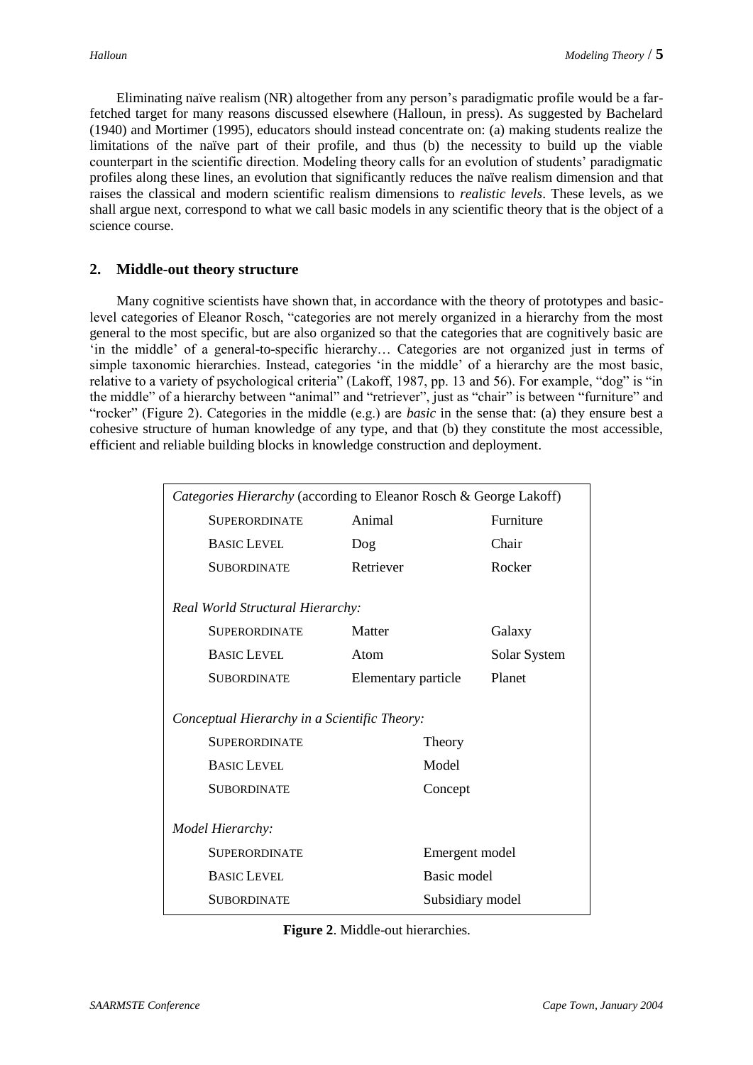Eliminating naïve realism (NR) altogether from any person's paradigmatic profile would be a far-fetched target for many reasons discussed elsewhere (Halloun, in press). As suggested by Bachelard (1940) and Mortimer (1995), educators should instead concentrate on: (a) making students realize the limitations of the naïve part of their profile, and thus (b) the necessity to build up the viable counterpart in the scientific direction. Modeling theory calls for an evolution of students' paradigmatic profiles along these lines, an evolution that significantly reduces the naïve realism dimension and that raises the classical and modern scientific realism dimensions to *realistic levels*. These levels, as we shall argue next, correspond to what we call basic models in any scientific theory that is the object of a science course.

## 2. Middle-out theory structure

Many cognitive scientists have shown that, in accordance with the theory of prototypes and basic-level categories of Eleanor Rosch, "categories are not merely organized in a hierarchy from the most general to the most specific, but are also organized so that the categories that are cognitively basic are 'in the middle' of a general-to-specific hierarchy… Categories are not organized just in terms of simple taxonomic hierarchies. Instead, categories 'in the middle' of a hierarchy are the most basic, relative to a variety of psychological criteria" (Lakoff, 1987, pp. 13 and 56). For example, "dog" is "in the middle" of a hierarchy between "animal" and "retriever", just as "chair" is between "furniture" and "rocker" (Figure 2). Categories in the middle (e.g.) are *basic* in the sense that: (a) they ensure best a cohesive structure of human knowledge of any type, and that (b) they constitute the most accessible, efficient and reliable building blocks in knowledge construction and deployment.

| *Categories Hierarchy* (according to Eleanor Rosch & George Lakoff) | | |
|---|---|---|
| SUPERORDINATE | Animal | Furniture |
| BASIC LEVEL | Dog | Chair |
| SUBORDINATE | Retriever | Rocker |
| *Real World Structural Hierarchy:* | | |
| SUPERORDINATE | Matter | Galaxy |
| BASIC LEVEL | Atom | Solar System |
| SUBORDINATE | Elementary particle | Planet |
| *Conceptual Hierarchy in a Scientific Theory:* | | |
| SUPERORDINATE | Theory | |
| BASIC LEVEL | Model | |
| SUBORDINATE | Concept | |
| *Model Hierarchy:* | | |
| SUPERORDINATE | Emergent model | |
| BASIC LEVEL | Basic model | |
| SUBORDINATE | Subsidiary model | |

**Figure 2**. Middle-out hierarchies.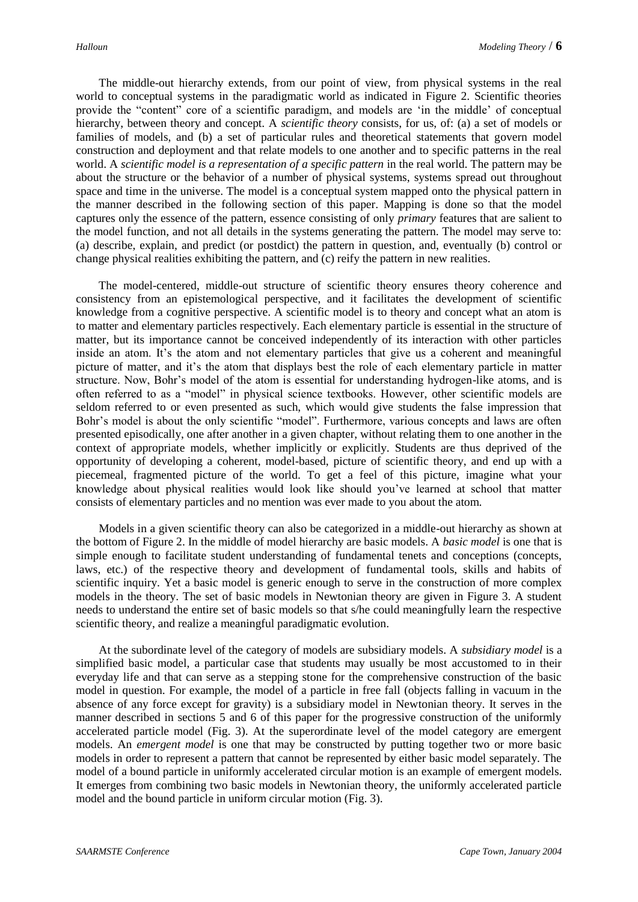The middle-out hierarchy extends, from our point of view, from physical systems in the real world to conceptual systems in the paradigmatic world as indicated in Figure 2. Scientific theories provide the "content" core of a scientific paradigm, and models are 'in the middle' of conceptual hierarchy, between theory and concept. A *scientific theory* consists, for us, of: (a) a set of models or families of models, and (b) a set of particular rules and theoretical statements that govern model construction and deployment and that relate models to one another and to specific patterns in the real world. A *scientific model is a representation of a specific pattern* in the real world. The pattern may be about the structure or the behavior of a number of physical systems, systems spread out throughout space and time in the universe. The model is a conceptual system mapped onto the physical pattern in the manner described in the following section of this paper. Mapping is done so that the model captures only the essence of the pattern, essence consisting of only *primary* features that are salient to the model function, and not all details in the systems generating the pattern. The model may serve to: (a) describe, explain, and predict (or postdict) the pattern in question, and, eventually (b) control or change physical realities exhibiting the pattern, and (c) reify the pattern in new realities.

The model-centered, middle-out structure of scientific theory ensures theory coherence and consistency from an epistemological perspective, and it facilitates the development of scientific knowledge from a cognitive perspective. A scientific model is to theory and concept what an atom is to matter and elementary particles respectively. Each elementary particle is essential in the structure of matter, but its importance cannot be conceived independently of its interaction with other particles inside an atom. It's the atom and not elementary particles that give us a coherent and meaningful picture of matter, and it's the atom that displays best the role of each elementary particle in matter structure. Now, Bohr's model of the atom is essential for understanding hydrogen-like atoms, and is often referred to as a "model" in physical science textbooks. However, other scientific models are seldom referred to or even presented as such, which would give students the false impression that Bohr's model is about the only scientific "model". Furthermore, various concepts and laws are often presented episodically, one after another in a given chapter, without relating them to one another in the context of appropriate models, whether implicitly or explicitly. Students are thus deprived of the opportunity of developing a coherent, model-based, picture of scientific theory, and end up with a piecemeal, fragmented picture of the world. To get a feel of this picture, imagine what your knowledge about physical realities would look like should you've learned at school that matter consists of elementary particles and no mention was ever made to you about the atom.

Models in a given scientific theory can also be categorized in a middle-out hierarchy as shown at the bottom of Figure 2. In the middle of model hierarchy are basic models. A *basic model* is one that is simple enough to facilitate student understanding of fundamental tenets and conceptions (concepts, laws, etc.) of the respective theory and development of fundamental tools, skills and habits of scientific inquiry. Yet a basic model is generic enough to serve in the construction of more complex models in the theory. The set of basic models in Newtonian theory are given in Figure 3. A student needs to understand the entire set of basic models so that s/he could meaningfully learn the respective scientific theory, and realize a meaningful paradigmatic evolution.

At the subordinate level of the category of models are subsidiary models. A *subsidiary model* is a simplified basic model, a particular case that students may usually be most accustomed to in their everyday life and that can serve as a stepping stone for the comprehensive construction of the basic model in question. For example, the model of a particle in free fall (objects falling in vacuum in the absence of any force except for gravity) is a subsidiary model in Newtonian theory. It serves in the manner described in sections 5 and 6 of this paper for the progressive construction of the uniformly accelerated particle model (Fig. 3). At the superordinate level of the model category are emergent models. An *emergent model* is one that may be constructed by putting together two or more basic models in order to represent a pattern that cannot be represented by either basic model separately. The model of a bound particle in uniformly accelerated circular motion is an example of emergent models. It emerges from combining two basic models in Newtonian theory, the uniformly accelerated particle model and the bound particle in uniform circular motion (Fig. 3).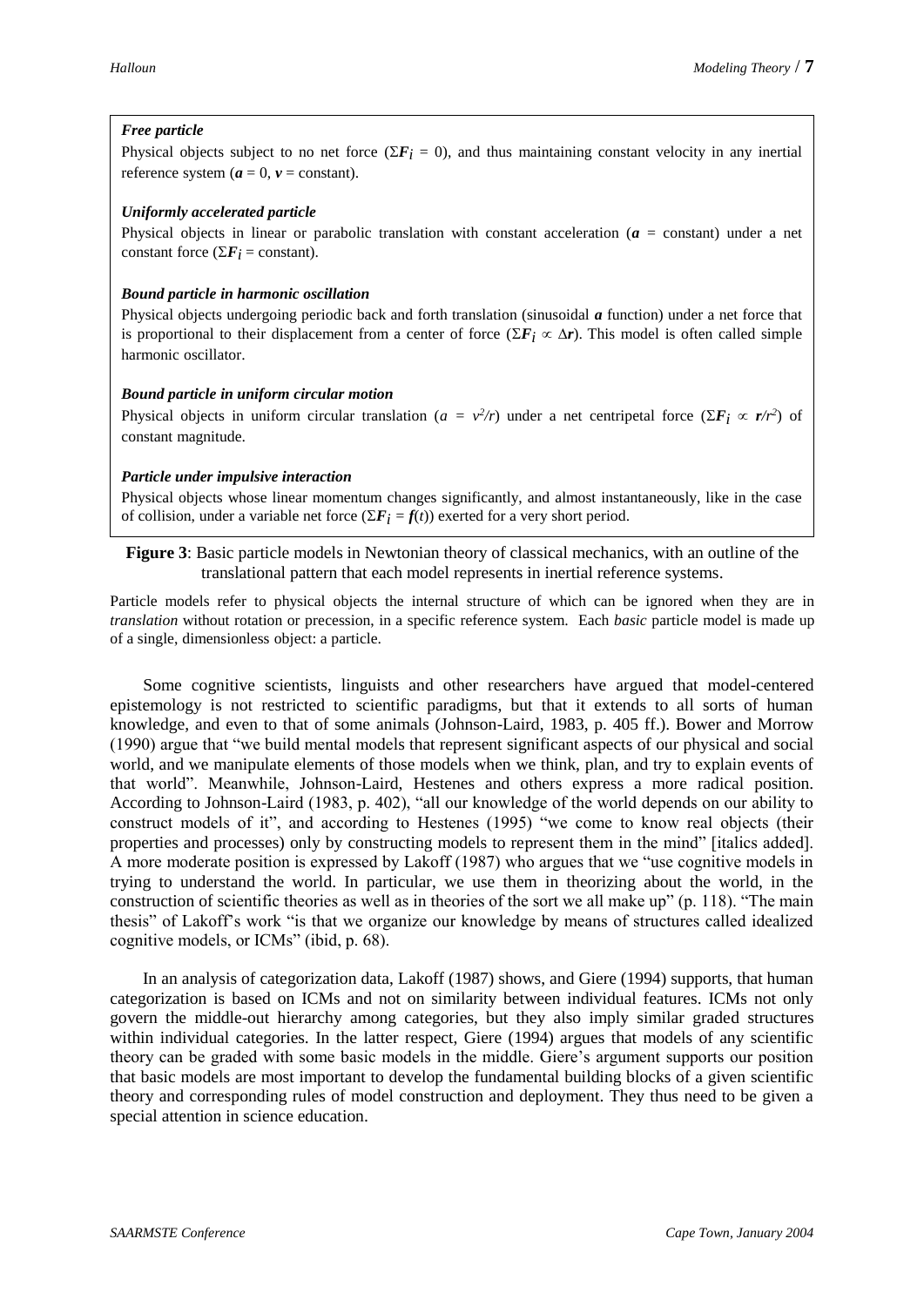***Free particle***

Physical objects subject to no net force ($\Sigma \boldsymbol{F}_i = 0$), and thus maintaining constant velocity in any inertial reference system ($\boldsymbol{a} = 0$, $\boldsymbol{v}$ = constant).

***Uniformly accelerated particle***

Physical objects in linear or parabolic translation with constant acceleration ($\boldsymbol{a}$ = constant) under a net constant force ($\Sigma \boldsymbol{F}_i$ = constant).

***Bound particle in harmonic oscillation***

Physical objects undergoing periodic back and forth translation (sinusoidal $\boldsymbol{a}$ function) under a net force that is proportional to their displacement from a center of force ($\Sigma \boldsymbol{F}_i \propto \Delta \boldsymbol{r}$). This model is often called simple harmonic oscillator.

***Bound particle in uniform circular motion***

Physical objects in uniform circular translation ($a = v^2/r$) under a net centripetal force ($\Sigma \boldsymbol{F}_i \propto \boldsymbol{r}/r^2$) of constant magnitude.

***Particle under impulsive interaction***

Physical objects whose linear momentum changes significantly, and almost instantaneously, like in the case of collision, under a variable net force ($\Sigma \boldsymbol{F}_i = \boldsymbol{f}(t)$) exerted for a very short period.

**Figure 3**: Basic particle models in Newtonian theory of classical mechanics, with an outline of the translational pattern that each model represents in inertial reference systems.

Particle models refer to physical objects the internal structure of which can be ignored when they are in *translation* without rotation or precession, in a specific reference system. Each *basic* particle model is made up of a single, dimensionless object: a particle.

Some cognitive scientists, linguists and other researchers have argued that model-centered epistemology is not restricted to scientific paradigms, but that it extends to all sorts of human knowledge, and even to that of some animals (Johnson-Laird, 1983, p. 405 ff.). Bower and Morrow (1990) argue that "we build mental models that represent significant aspects of our physical and social world, and we manipulate elements of those models when we think, plan, and try to explain events of that world". Meanwhile, Johnson-Laird, Hestenes and others express a more radical position. According to Johnson-Laird (1983, p. 402), "all our knowledge of the world depends on our ability to construct models of it", and according to Hestenes (1995) "we come to know real objects (their properties and processes) only by constructing models to represent them in the mind" [italics added]. A more moderate position is expressed by Lakoff (1987) who argues that we "use cognitive models in trying to understand the world. In particular, we use them in theorizing about the world, in the construction of scientific theories as well as in theories of the sort we all make up" (p. 118). "The main thesis" of Lakoff's work "is that we organize our knowledge by means of structures called idealized cognitive models, or ICMs" (ibid, p. 68).

In an analysis of categorization data, Lakoff (1987) shows, and Giere (1994) supports, that human categorization is based on ICMs and not on similarity between individual features. ICMs not only govern the middle-out hierarchy among categories, but they also imply similar graded structures within individual categories. In the latter respect, Giere (1994) argues that models of any scientific theory can be graded with some basic models in the middle. Giere's argument supports our position that basic models are most important to develop the fundamental building blocks of a given scientific theory and corresponding rules of model construction and deployment. They thus need to be given a special attention in science education.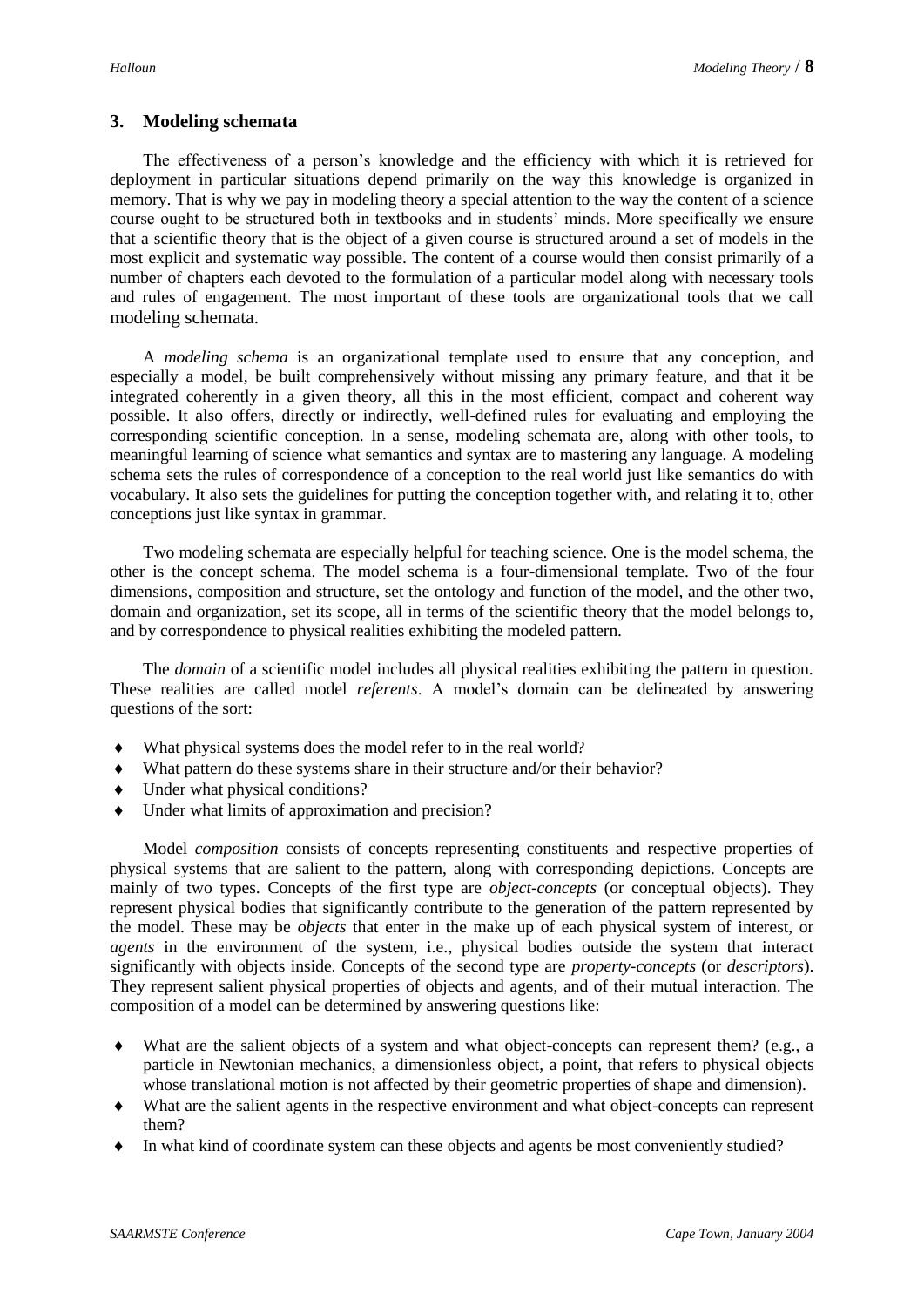## 3. Modeling schemata

The effectiveness of a person's knowledge and the efficiency with which it is retrieved for deployment in particular situations depend primarily on the way this knowledge is organized in memory. That is why we pay in modeling theory a special attention to the way the content of a science course ought to be structured both in textbooks and in students' minds. More specifically we ensure that a scientific theory that is the object of a given course is structured around a set of models in the most explicit and systematic way possible. The content of a course would then consist primarily of a number of chapters each devoted to the formulation of a particular model along with necessary tools and rules of engagement. The most important of these tools are organizational tools that we call modeling schemata.

A *modeling schema* is an organizational template used to ensure that any conception, and especially a model, be built comprehensively without missing any primary feature, and that it be integrated coherently in a given theory, all this in the most efficient, compact and coherent way possible. It also offers, directly or indirectly, well-defined rules for evaluating and employing the corresponding scientific conception. In a sense, modeling schemata are, along with other tools, to meaningful learning of science what semantics and syntax are to mastering any language. A modeling schema sets the rules of correspondence of a conception to the real world just like semantics do with vocabulary. It also sets the guidelines for putting the conception together with, and relating it to, other conceptions just like syntax in grammar.

Two modeling schemata are especially helpful for teaching science. One is the model schema, the other is the concept schema. The model schema is a four-dimensional template. Two of the four dimensions, composition and structure, set the ontology and function of the model, and the other two, domain and organization, set its scope, all in terms of the scientific theory that the model belongs to, and by correspondence to physical realities exhibiting the modeled pattern.

The *domain* of a scientific model includes all physical realities exhibiting the pattern in question. These realities are called model *referents*. A model's domain can be delineated by answering questions of the sort:

- What physical systems does the model refer to in the real world?
- What pattern do these systems share in their structure and/or their behavior?
- Under what physical conditions?
- Under what limits of approximation and precision?

Model *composition* consists of concepts representing constituents and respective properties of physical systems that are salient to the pattern, along with corresponding depictions. Concepts are mainly of two types. Concepts of the first type are *object-concepts* (or conceptual objects). They represent physical bodies that significantly contribute to the generation of the pattern represented by the model. These may be *objects* that enter in the make up of each physical system of interest, or *agents* in the environment of the system, i.e., physical bodies outside the system that interact significantly with objects inside. Concepts of the second type are *property-concepts* (or *descriptors*). They represent salient physical properties of objects and agents, and of their mutual interaction. The composition of a model can be determined by answering questions like:

- What are the salient objects of a system and what object-concepts can represent them? (e.g., a particle in Newtonian mechanics, a dimensionless object, a point, that refers to physical objects whose translational motion is not affected by their geometric properties of shape and dimension).
- What are the salient agents in the respective environment and what object-concepts can represent them?
- In what kind of coordinate system can these objects and agents be most conveniently studied?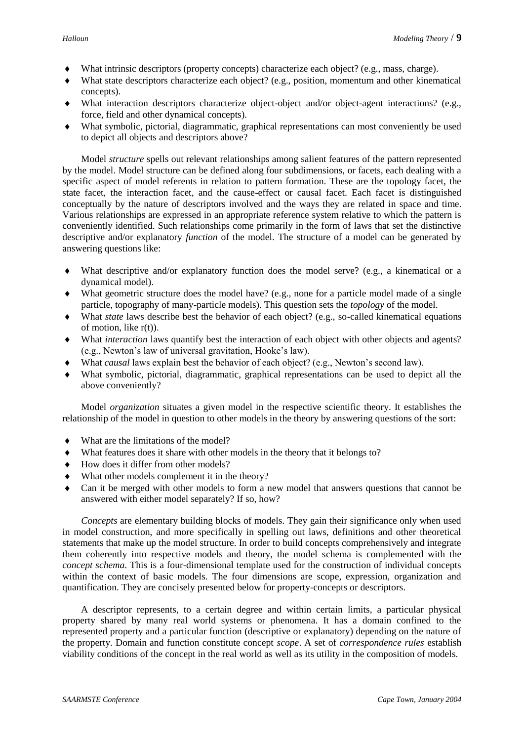- What intrinsic descriptors (property concepts) characterize each object? (e.g., mass, charge).
- What state descriptors characterize each object? (e.g., position, momentum and other kinematical concepts).
- What interaction descriptors characterize object-object and/or object-agent interactions? (e.g., force, field and other dynamical concepts).
- What symbolic, pictorial, diagrammatic, graphical representations can most conveniently be used to depict all objects and descriptors above?

Model *structure* spells out relevant relationships among salient features of the pattern represented by the model. Model structure can be defined along four subdimensions, or facets, each dealing with a specific aspect of model referents in relation to pattern formation. These are the topology facet, the state facet, the interaction facet, and the cause-effect or causal facet. Each facet is distinguished conceptually by the nature of descriptors involved and the ways they are related in space and time. Various relationships are expressed in an appropriate reference system relative to which the pattern is conveniently identified. Such relationships come primarily in the form of laws that set the distinctive descriptive and/or explanatory *function* of the model. The structure of a model can be generated by answering questions like:

- What descriptive and/or explanatory function does the model serve? (e.g., a kinematical or a dynamical model).
- What geometric structure does the model have? (e.g., none for a particle model made of a single particle, topography of many-particle models). This question sets the *topology* of the model.
- What *state* laws describe best the behavior of each object? (e.g., so-called kinematical equations of motion, like $r(t)$).
- What *interaction* laws quantify best the interaction of each object with other objects and agents? (e.g., Newton's law of universal gravitation, Hooke's law).
- What *causal* laws explain best the behavior of each object? (e.g., Newton's second law).
- What symbolic, pictorial, diagrammatic, graphical representations can be used to depict all the above conveniently?

Model *organization* situates a given model in the respective scientific theory. It establishes the relationship of the model in question to other models in the theory by answering questions of the sort:

- What are the limitations of the model?
- What features does it share with other models in the theory that it belongs to?
- How does it differ from other models?
- What other models complement it in the theory?
- Can it be merged with other models to form a new model that answers questions that cannot be answered with either model separately? If so, how?

*Concepts* are elementary building blocks of models. They gain their significance only when used in model construction, and more specifically in spelling out laws, definitions and other theoretical statements that make up the model structure. In order to build concepts comprehensively and integrate them coherently into respective models and theory, the model schema is complemented with the *concept schema*. This is a four-dimensional template used for the construction of individual concepts within the context of basic models. The four dimensions are scope, expression, organization and quantification. They are concisely presented below for property-concepts or descriptors.

A descriptor represents, to a certain degree and within certain limits, a particular physical property shared by many real world systems or phenomena. It has a domain confined to the represented property and a particular function (descriptive or explanatory) depending on the nature of the property. Domain and function constitute concept *scope*. A set of *correspondence rules* establish viability conditions of the concept in the real world as well as its utility in the composition of models.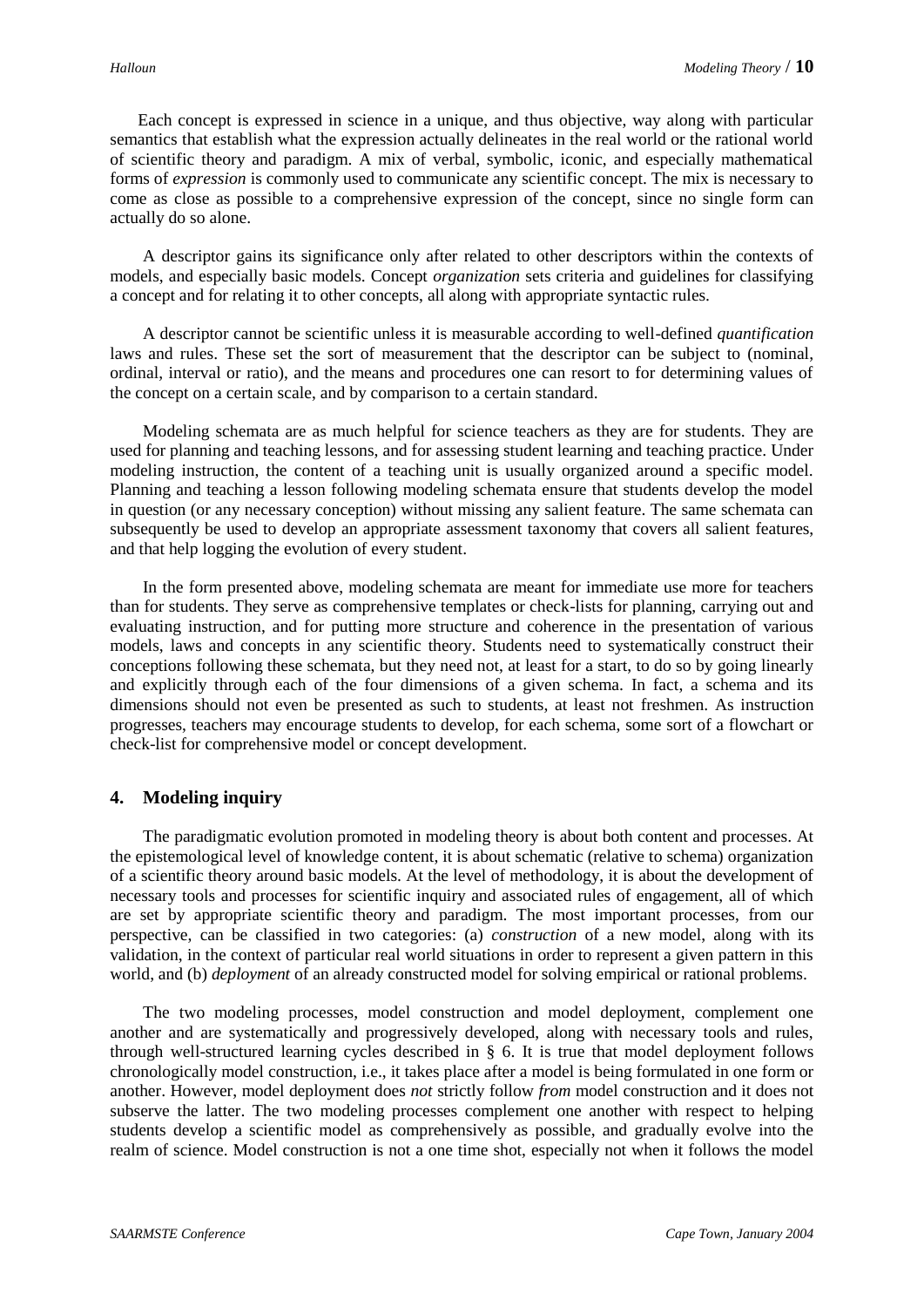Each concept is expressed in science in a unique, and thus objective, way along with particular semantics that establish what the expression actually delineates in the real world or the rational world of scientific theory and paradigm. A mix of verbal, symbolic, iconic, and especially mathematical forms of *expression* is commonly used to communicate any scientific concept. The mix is necessary to come as close as possible to a comprehensive expression of the concept, since no single form can actually do so alone.

A descriptor gains its significance only after related to other descriptors within the contexts of models, and especially basic models. Concept *organization* sets criteria and guidelines for classifying a concept and for relating it to other concepts, all along with appropriate syntactic rules.

A descriptor cannot be scientific unless it is measurable according to well-defined *quantification* laws and rules. These set the sort of measurement that the descriptor can be subject to (nominal, ordinal, interval or ratio), and the means and procedures one can resort to for determining values of the concept on a certain scale, and by comparison to a certain standard.

Modeling schemata are as much helpful for science teachers as they are for students. They are used for planning and teaching lessons, and for assessing student learning and teaching practice. Under modeling instruction, the content of a teaching unit is usually organized around a specific model. Planning and teaching a lesson following modeling schemata ensure that students develop the model in question (or any necessary conception) without missing any salient feature. The same schemata can subsequently be used to develop an appropriate assessment taxonomy that covers all salient features, and that help logging the evolution of every student.

In the form presented above, modeling schemata are meant for immediate use more for teachers than for students. They serve as comprehensive templates or check-lists for planning, carrying out and evaluating instruction, and for putting more structure and coherence in the presentation of various models, laws and concepts in any scientific theory. Students need to systematically construct their conceptions following these schemata, but they need not, at least for a start, to do so by going linearly and explicitly through each of the four dimensions of a given schema. In fact, a schema and its dimensions should not even be presented as such to students, at least not freshmen. As instruction progresses, teachers may encourage students to develop, for each schema, some sort of a flowchart or check-list for comprehensive model or concept development.

## 4. Modeling inquiry

The paradigmatic evolution promoted in modeling theory is about both content and processes. At the epistemological level of knowledge content, it is about schematic (relative to schema) organization of a scientific theory around basic models. At the level of methodology, it is about the development of necessary tools and processes for scientific inquiry and associated rules of engagement, all of which are set by appropriate scientific theory and paradigm. The most important processes, from our perspective, can be classified in two categories: (a) *construction* of a new model, along with its validation, in the context of particular real world situations in order to represent a given pattern in this world, and (b) *deployment* of an already constructed model for solving empirical or rational problems.

The two modeling processes, model construction and model deployment, complement one another and are systematically and progressively developed, along with necessary tools and rules, through well-structured learning cycles described in § 6. It is true that model deployment follows chronologically model construction, i.e., it takes place after a model is being formulated in one form or another. However, model deployment does *not* strictly follow *from* model construction and it does not subserve the latter. The two modeling processes complement one another with respect to helping students develop a scientific model as comprehensively as possible, and gradually evolve into the realm of science. Model construction is not a one time shot, especially not when it follows the model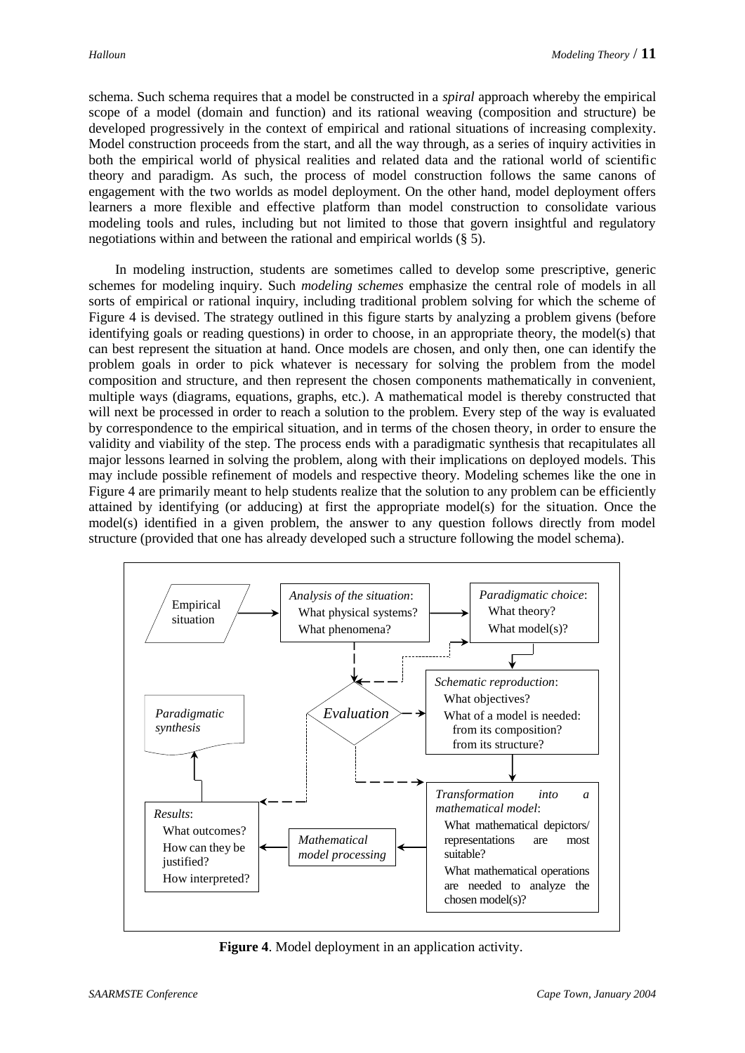schema. Such schema requires that a model be constructed in a *spiral* approach whereby the empirical scope of a model (domain and function) and its rational weaving (composition and structure) be developed progressively in the context of empirical and rational situations of increasing complexity. Model construction proceeds from the start, and all the way through, as a series of inquiry activities in both the empirical world of physical realities and related data and the rational world of scientific theory and paradigm. As such, the process of model construction follows the same canons of engagement with the two worlds as model deployment. On the other hand, model deployment offers learners a more flexible and effective platform than model construction to consolidate various modeling tools and rules, including but not limited to those that govern insightful and regulatory negotiations within and between the rational and empirical worlds (§ 5).

In modeling instruction, students are sometimes called to develop some prescriptive, generic schemes for modeling inquiry. Such *modeling schemes* emphasize the central role of models in all sorts of empirical or rational inquiry, including traditional problem solving for which the scheme of Figure 4 is devised. The strategy outlined in this figure starts by analyzing a problem givens (before identifying goals or reading questions) in order to choose, in an appropriate theory, the model(s) that can best represent the situation at hand. Once models are chosen, and only then, one can identify the problem goals in order to pick whatever is necessary for solving the problem from the model composition and structure, and then represent the chosen components mathematically in convenient, multiple ways (diagrams, equations, graphs, etc.). A mathematical model is thereby constructed that will next be processed in order to reach a solution to the problem. Every step of the way is evaluated by correspondence to the empirical situation, and in terms of the chosen theory, in order to ensure the validity and viability of the step. The process ends with a paradigmatic synthesis that recapitulates all major lessons learned in solving the problem, along with their implications on deployed models. This may include possible refinement of models and respective theory. Modeling schemes like the one in Figure 4 are primarily meant to help students realize that the solution to any problem can be efficiently attained by identifying (or adducing) at first the appropriate model(s) for the situation. Once the model(s) identified in a given problem, the answer to any question follows directly from model structure (provided that one has already developed such a structure following the model schema).

Empirical situation → *Analysis of the situation*: What physical systems? What phenomena? → *Paradigmatic choice*: What theory? What model(s)? → *Schematic reproduction*: What objectives? What of a model is needed: from its composition? from its structure? → *Transformation into a mathematical model*: What mathematical depictors/ representations are most suitable? What mathematical operations are needed to analyze the chosen model(s)? → *Mathematical model processing* → *Results*: What outcomes? How can they be justified? How interpreted? → *Paradigmatic synthesis*

*Evaluation* (linked to each step)

**Figure 4**. Model deployment in an application activity.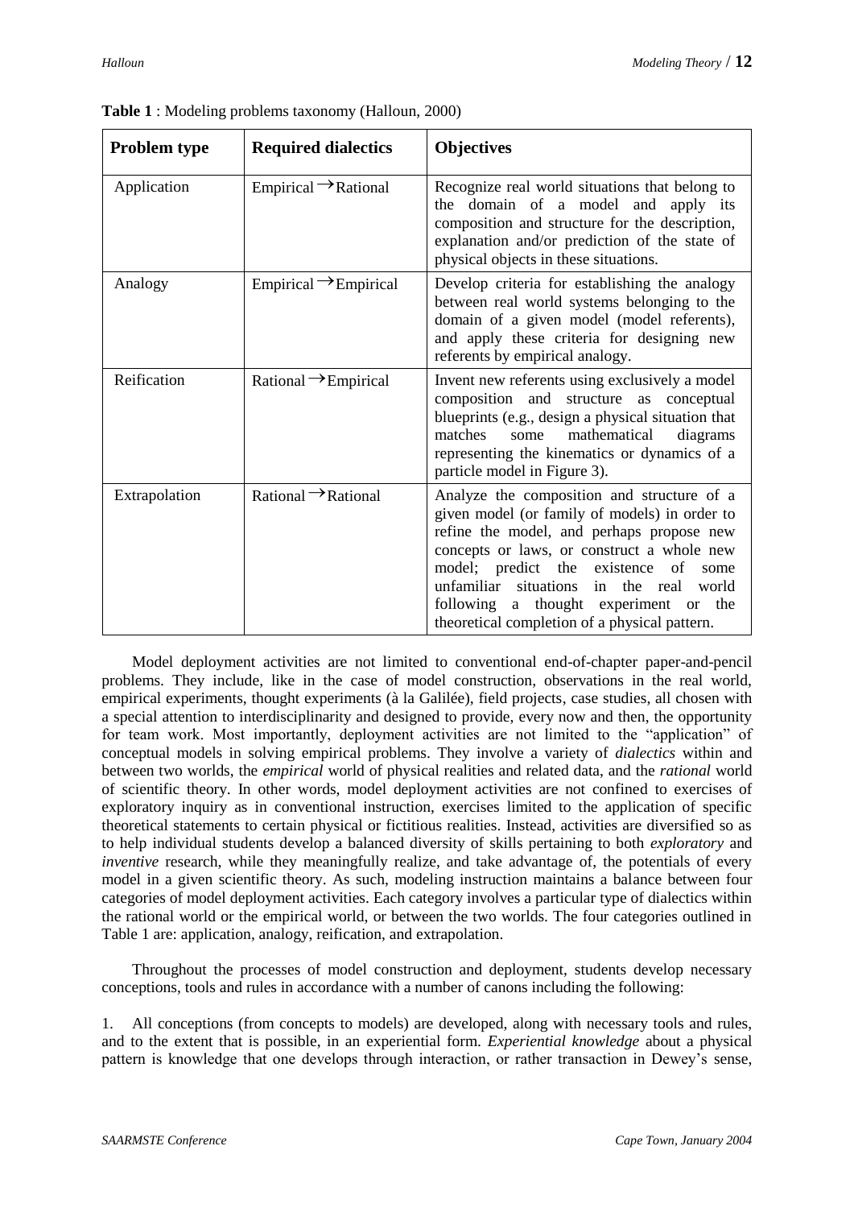**Table 1** : Modeling problems taxonomy (Halloun, 2000)

| Problem type | Required dialectics | Objectives |
|---|---|---|
| Application | Empirical $\rightarrow$ Rational | Recognize real world situations that belong to the domain of a model and apply its composition and structure for the description, explanation and/or prediction of the state of physical objects in these situations. |
| Analogy | Empirical $\rightarrow$ Empirical | Develop criteria for establishing the analogy between real world systems belonging to the domain of a given model (model referents), and apply these criteria for designing new referents by empirical analogy. |
| Reification | Rational $\rightarrow$ Empirical | Invent new referents using exclusively a model composition and structure as conceptual blueprints (e.g., design a physical situation that matches some mathematical diagrams representing the kinematics or dynamics of a particle model in Figure 3). |
| Extrapolation | Rational $\rightarrow$ Rational | Analyze the composition and structure of a given model (or family of models) in order to refine the model, and perhaps propose new concepts or laws, or construct a whole new model; predict the existence of some unfamiliar situations in the real world following a thought experiment or the theoretical completion of a physical pattern. |

Model deployment activities are not limited to conventional end-of-chapter paper-and-pencil problems. They include, like in the case of model construction, observations in the real world, empirical experiments, thought experiments (à la Galilée), field projects, case studies, all chosen with a special attention to interdisciplinarity and designed to provide, every now and then, the opportunity for team work. Most importantly, deployment activities are not limited to the "application" of conceptual models in solving empirical problems. They involve a variety of *dialectics* within and between two worlds, the *empirical* world of physical realities and related data, and the *rational* world of scientific theory. In other words, model deployment activities are not confined to exercises of exploratory inquiry as in conventional instruction, exercises limited to the application of specific theoretical statements to certain physical or fictitious realities. Instead, activities are diversified so as to help individual students develop a balanced diversity of skills pertaining to both *exploratory* and *inventive* research, while they meaningfully realize, and take advantage of, the potentials of every model in a given scientific theory. As such, modeling instruction maintains a balance between four categories of model deployment activities. Each category involves a particular type of dialectics within the rational world or the empirical world, or between the two worlds. The four categories outlined in Table 1 are: application, analogy, reification, and extrapolation.

Throughout the processes of model construction and deployment, students develop necessary conceptions, tools and rules in accordance with a number of canons including the following:

1. All conceptions (from concepts to models) are developed, along with necessary tools and rules, and to the extent that is possible, in an experiential form. *Experiential knowledge* about a physical pattern is knowledge that one develops through interaction, or rather transaction in Dewey's sense,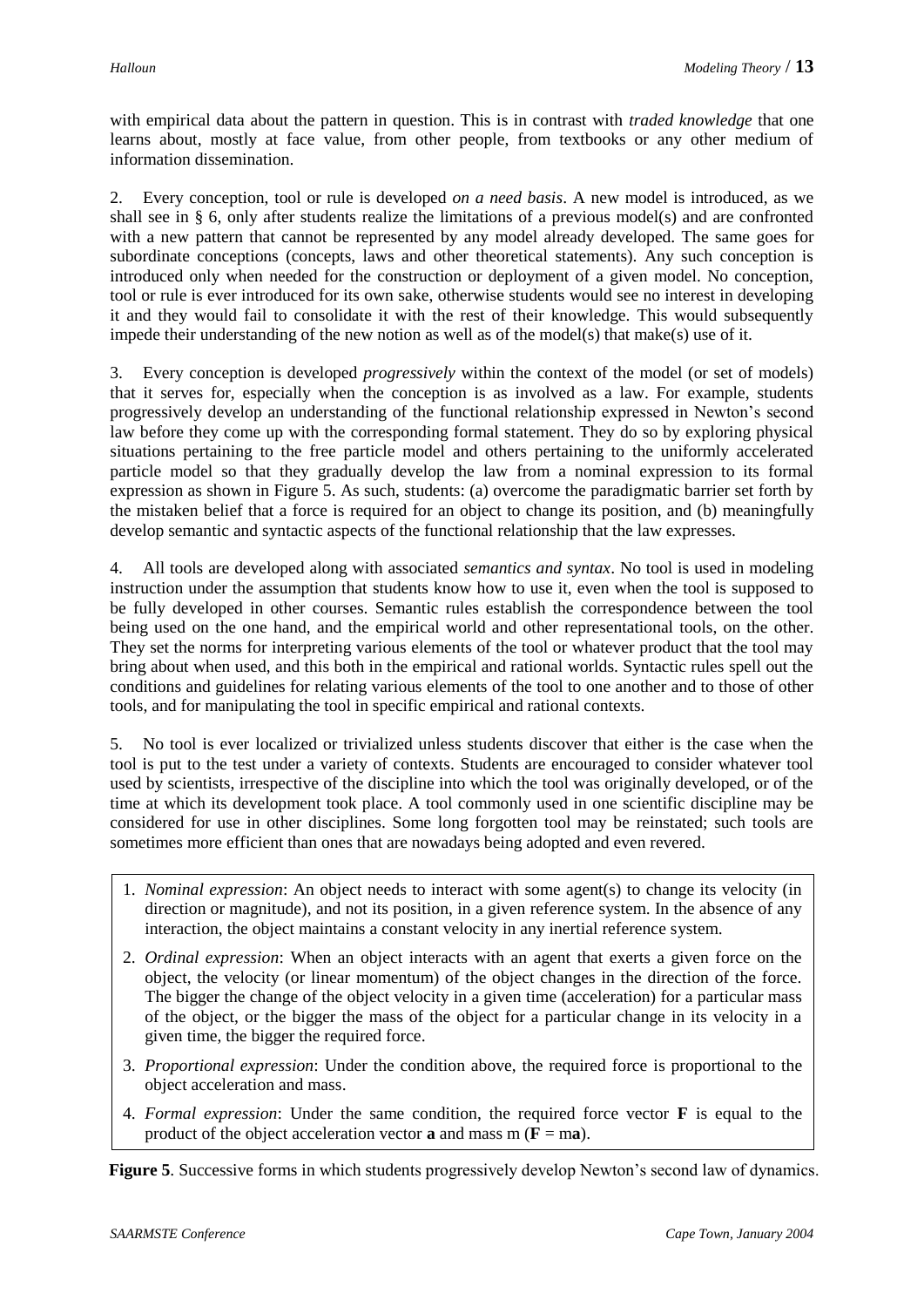with empirical data about the pattern in question. This is in contrast with *traded knowledge* that one learns about, mostly at face value, from other people, from textbooks or any other medium of information dissemination.

2. Every conception, tool or rule is developed *on a need basis*. A new model is introduced, as we shall see in § 6, only after students realize the limitations of a previous model(s) and are confronted with a new pattern that cannot be represented by any model already developed. The same goes for subordinate conceptions (concepts, laws and other theoretical statements). Any such conception is introduced only when needed for the construction or deployment of a given model. No conception, tool or rule is ever introduced for its own sake, otherwise students would see no interest in developing it and they would fail to consolidate it with the rest of their knowledge. This would subsequently impede their understanding of the new notion as well as of the model(s) that make(s) use of it.

3. Every conception is developed *progressively* within the context of the model (or set of models) that it serves for, especially when the conception is as involved as a law. For example, students progressively develop an understanding of the functional relationship expressed in Newton's second law before they come up with the corresponding formal statement. They do so by exploring physical situations pertaining to the free particle model and others pertaining to the uniformly accelerated particle model so that they gradually develop the law from a nominal expression to its formal expression as shown in Figure 5. As such, students: (a) overcome the paradigmatic barrier set forth by the mistaken belief that a force is required for an object to change its position, and (b) meaningfully develop semantic and syntactic aspects of the functional relationship that the law expresses.

4. All tools are developed along with associated *semantics and syntax*. No tool is used in modeling instruction under the assumption that students know how to use it, even when the tool is supposed to be fully developed in other courses. Semantic rules establish the correspondence between the tool being used on the one hand, and the empirical world and other representational tools, on the other. They set the norms for interpreting various elements of the tool or whatever product that the tool may bring about when used, and this both in the empirical and rational worlds. Syntactic rules spell out the conditions and guidelines for relating various elements of the tool to one another and to those of other tools, and for manipulating the tool in specific empirical and rational contexts.

5. No tool is ever localized or trivialized unless students discover that either is the case when the tool is put to the test under a variety of contexts. Students are encouraged to consider whatever tool used by scientists, irrespective of the discipline into which the tool was originally developed, or of the time at which its development took place. A tool commonly used in one scientific discipline may be considered for use in other disciplines. Some long forgotten tool may be reinstated; such tools are sometimes more efficient than ones that are nowadays being adopted and even revered.

1. *Nominal expression*: An object needs to interact with some agent(s) to change its velocity (in direction or magnitude), and not its position, in a given reference system. In the absence of any interaction, the object maintains a constant velocity in any inertial reference system.
2. *Ordinal expression*: When an object interacts with an agent that exerts a given force on the object, the velocity (or linear momentum) of the object changes in the direction of the force. The bigger the change of the object velocity in a given time (acceleration) for a particular mass of the object, or the bigger the mass of the object for a particular change in its velocity in a given time, the bigger the required force.
3. *Proportional expression*: Under the condition above, the required force is proportional to the object acceleration and mass.
4. *Formal expression*: Under the same condition, the required force vector $\mathbf{F}$ is equal to the product of the object acceleration vector $\mathbf{a}$ and mass m ($\mathbf{F} = m\mathbf{a}$).

**Figure 5**. Successive forms in which students progressively develop Newton's second law of dynamics.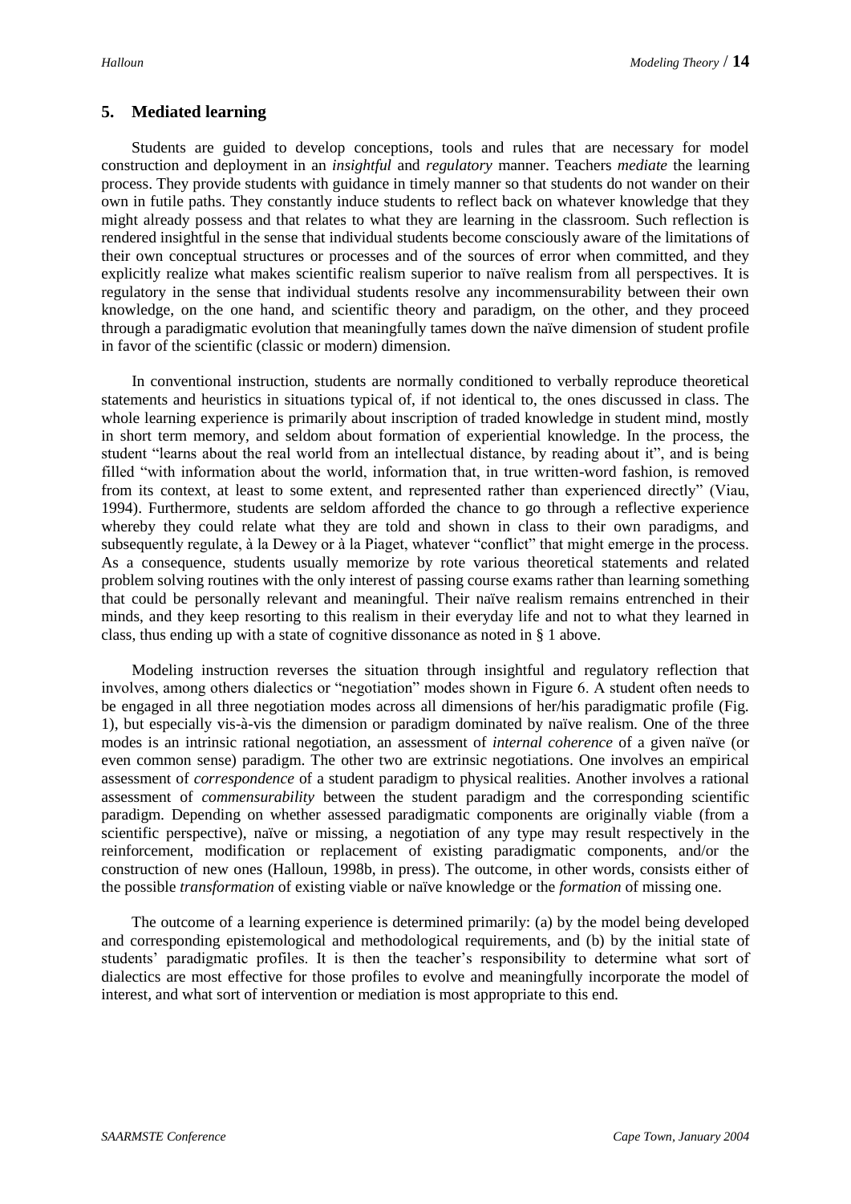## 5. Mediated learning

Students are guided to develop conceptions, tools and rules that are necessary for model construction and deployment in an *insightful* and *regulatory* manner. Teachers *mediate* the learning process. They provide students with guidance in timely manner so that students do not wander on their own in futile paths. They constantly induce students to reflect back on whatever knowledge that they might already possess and that relates to what they are learning in the classroom. Such reflection is rendered insightful in the sense that individual students become consciously aware of the limitations of their own conceptual structures or processes and of the sources of error when committed, and they explicitly realize what makes scientific realism superior to naïve realism from all perspectives. It is regulatory in the sense that individual students resolve any incommensurability between their own knowledge, on the one hand, and scientific theory and paradigm, on the other, and they proceed through a paradigmatic evolution that meaningfully tames down the naïve dimension of student profile in favor of the scientific (classic or modern) dimension.

In conventional instruction, students are normally conditioned to verbally reproduce theoretical statements and heuristics in situations typical of, if not identical to, the ones discussed in class. The whole learning experience is primarily about inscription of traded knowledge in student mind, mostly in short term memory, and seldom about formation of experiential knowledge. In the process, the student "learns about the real world from an intellectual distance, by reading about it", and is being filled "with information about the world, information that, in true written-word fashion, is removed from its context, at least to some extent, and represented rather than experienced directly" (Viau, 1994). Furthermore, students are seldom afforded the chance to go through a reflective experience whereby they could relate what they are told and shown in class to their own paradigms, and subsequently regulate, à la Dewey or à la Piaget, whatever "conflict" that might emerge in the process. As a consequence, students usually memorize by rote various theoretical statements and related problem solving routines with the only interest of passing course exams rather than learning something that could be personally relevant and meaningful. Their naïve realism remains entrenched in their minds, and they keep resorting to this realism in their everyday life and not to what they learned in class, thus ending up with a state of cognitive dissonance as noted in § 1 above.

Modeling instruction reverses the situation through insightful and regulatory reflection that involves, among others dialectics or "negotiation" modes shown in Figure 6. A student often needs to be engaged in all three negotiation modes across all dimensions of her/his paradigmatic profile (Fig. 1), but especially vis-à-vis the dimension or paradigm dominated by naïve realism. One of the three modes is an intrinsic rational negotiation, an assessment of *internal coherence* of a given naïve (or even common sense) paradigm. The other two are extrinsic negotiations. One involves an empirical assessment of *correspondence* of a student paradigm to physical realities. Another involves a rational assessment of *commensurability* between the student paradigm and the corresponding scientific paradigm. Depending on whether assessed paradigmatic components are originally viable (from a scientific perspective), naïve or missing, a negotiation of any type may result respectively in the reinforcement, modification or replacement of existing paradigmatic components, and/or the construction of new ones (Halloun, 1998b, in press). The outcome, in other words, consists either of the possible *transformation* of existing viable or naïve knowledge or the *formation* of missing one.

The outcome of a learning experience is determined primarily: (a) by the model being developed and corresponding epistemological and methodological requirements, and (b) by the initial state of students' paradigmatic profiles. It is then the teacher's responsibility to determine what sort of dialectics are most effective for those profiles to evolve and meaningfully incorporate the model of interest, and what sort of intervention or mediation is most appropriate to this end.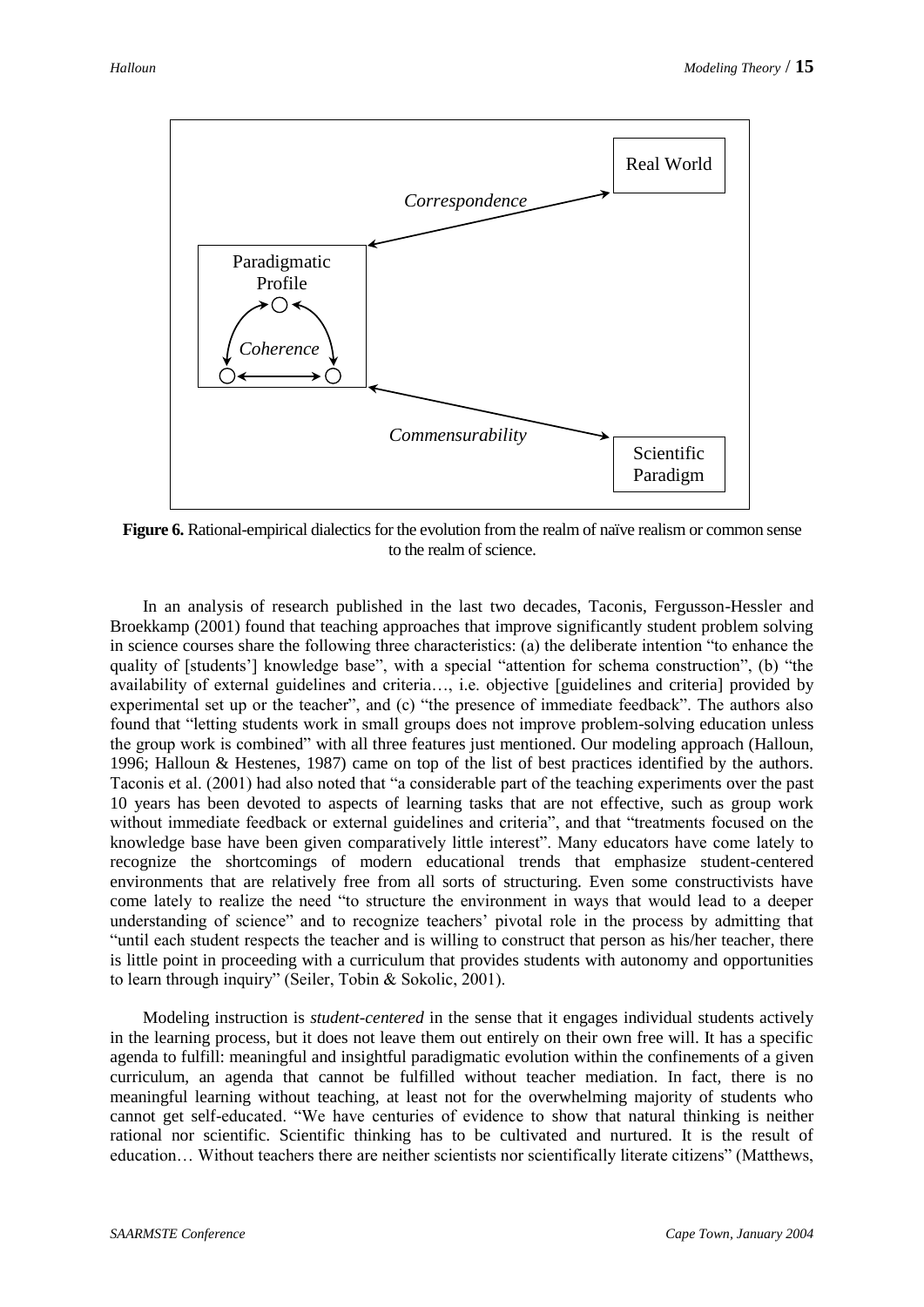Real World

Correspondence

Paradigmatic Profile

Coherence

Commensurability

Scientific Paradigm

**Figure 6.** Rational-empirical dialectics for the evolution from the realm of naïve realism or common sense to the realm of science.

In an analysis of research published in the last two decades, Taconis, Fergusson-Hessler and Broekkamp (2001) found that teaching approaches that improve significantly student problem solving in science courses share the following three characteristics: (a) the deliberate intention "to enhance the quality of [students'] knowledge base", with a special "attention for schema construction", (b) "the availability of external guidelines and criteria…, i.e. objective [guidelines and criteria] provided by experimental set up or the teacher", and (c) "the presence of immediate feedback". The authors also found that "letting students work in small groups does not improve problem-solving education unless the group work is combined" with all three features just mentioned. Our modeling approach (Halloun, 1996; Halloun & Hestenes, 1987) came on top of the list of best practices identified by the authors. Taconis et al. (2001) had also noted that "a considerable part of the teaching experiments over the past 10 years has been devoted to aspects of learning tasks that are not effective, such as group work without immediate feedback or external guidelines and criteria", and that "treatments focused on the knowledge base have been given comparatively little interest". Many educators have come lately to recognize the shortcomings of modern educational trends that emphasize student-centered environments that are relatively free from all sorts of structuring. Even some constructivists have come lately to realize the need "to structure the environment in ways that would lead to a deeper understanding of science" and to recognize teachers' pivotal role in the process by admitting that "until each student respects the teacher and is willing to construct that person as his/her teacher, there is little point in proceeding with a curriculum that provides students with autonomy and opportunities to learn through inquiry" (Seiler, Tobin & Sokolic, 2001).

Modeling instruction is *student-centered* in the sense that it engages individual students actively in the learning process, but it does not leave them out entirely on their own free will. It has a specific agenda to fulfill: meaningful and insightful paradigmatic evolution within the confinements of a given curriculum, an agenda that cannot be fulfilled without teacher mediation. In fact, there is no meaningful learning without teaching, at least not for the overwhelming majority of students who cannot get self-educated. "We have centuries of evidence to show that natural thinking is neither rational nor scientific. Scientific thinking has to be cultivated and nurtured. It is the result of education… Without teachers there are neither scientists nor scientifically literate citizens" (Matthews,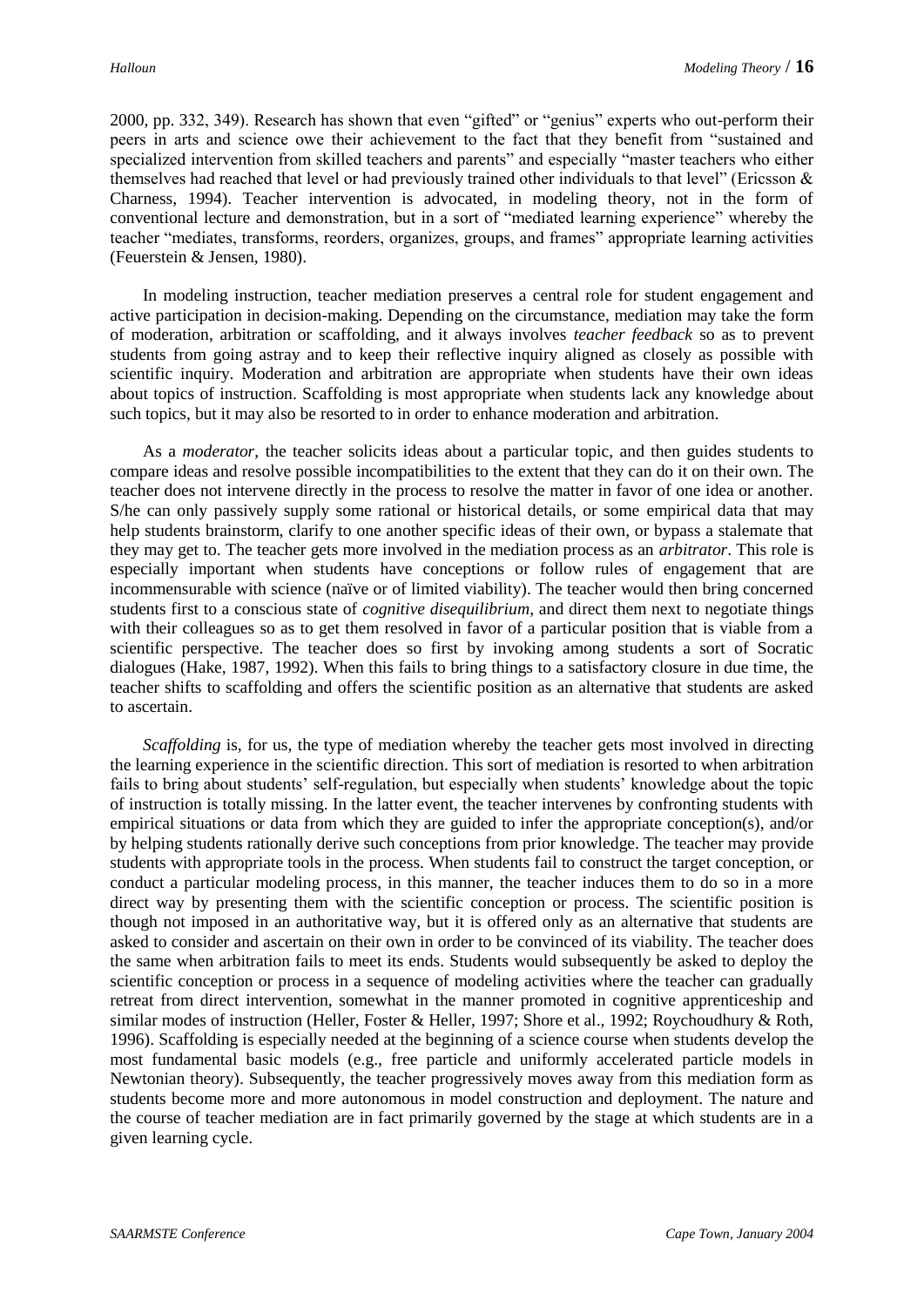2000, pp. 332, 349). Research has shown that even "gifted" or "genius" experts who out-perform their peers in arts and science owe their achievement to the fact that they benefit from "sustained and specialized intervention from skilled teachers and parents" and especially "master teachers who either themselves had reached that level or had previously trained other individuals to that level" (Ericsson & Charness, 1994). Teacher intervention is advocated, in modeling theory, not in the form of conventional lecture and demonstration, but in a sort of "mediated learning experience" whereby the teacher "mediates, transforms, reorders, organizes, groups, and frames" appropriate learning activities (Feuerstein & Jensen, 1980).

In modeling instruction, teacher mediation preserves a central role for student engagement and active participation in decision-making. Depending on the circumstance, mediation may take the form of moderation, arbitration or scaffolding, and it always involves *teacher feedback* so as to prevent students from going astray and to keep their reflective inquiry aligned as closely as possible with scientific inquiry. Moderation and arbitration are appropriate when students have their own ideas about topics of instruction. Scaffolding is most appropriate when students lack any knowledge about such topics, but it may also be resorted to in order to enhance moderation and arbitration.

As a *moderator*, the teacher solicits ideas about a particular topic, and then guides students to compare ideas and resolve possible incompatibilities to the extent that they can do it on their own. The teacher does not intervene directly in the process to resolve the matter in favor of one idea or another. S/he can only passively supply some rational or historical details, or some empirical data that may help students brainstorm, clarify to one another specific ideas of their own, or bypass a stalemate that they may get to. The teacher gets more involved in the mediation process as an *arbitrator*. This role is especially important when students have conceptions or follow rules of engagement that are incommensurable with science (naïve or of limited viability). The teacher would then bring concerned students first to a conscious state of *cognitive disequilibrium*, and direct them next to negotiate things with their colleagues so as to get them resolved in favor of a particular position that is viable from a scientific perspective. The teacher does so first by invoking among students a sort of Socratic dialogues (Hake, 1987, 1992). When this fails to bring things to a satisfactory closure in due time, the teacher shifts to scaffolding and offers the scientific position as an alternative that students are asked to ascertain.

*Scaffolding* is, for us, the type of mediation whereby the teacher gets most involved in directing the learning experience in the scientific direction. This sort of mediation is resorted to when arbitration fails to bring about students' self-regulation, but especially when students' knowledge about the topic of instruction is totally missing. In the latter event, the teacher intervenes by confronting students with empirical situations or data from which they are guided to infer the appropriate conception(s), and/or by helping students rationally derive such conceptions from prior knowledge. The teacher may provide students with appropriate tools in the process. When students fail to construct the target conception, or conduct a particular modeling process, in this manner, the teacher induces them to do so in a more direct way by presenting them with the scientific conception or process. The scientific position is though not imposed in an authoritative way, but it is offered only as an alternative that students are asked to consider and ascertain on their own in order to be convinced of its viability. The teacher does the same when arbitration fails to meet its ends. Students would subsequently be asked to deploy the scientific conception or process in a sequence of modeling activities where the teacher can gradually retreat from direct intervention, somewhat in the manner promoted in cognitive apprenticeship and similar modes of instruction (Heller, Foster & Heller, 1997; Shore et al., 1992; Roychoudhury & Roth, 1996). Scaffolding is especially needed at the beginning of a science course when students develop the most fundamental basic models (e.g., free particle and uniformly accelerated particle models in Newtonian theory). Subsequently, the teacher progressively moves away from this mediation form as students become more and more autonomous in model construction and deployment. The nature and the course of teacher mediation are in fact primarily governed by the stage at which students are in a given learning cycle.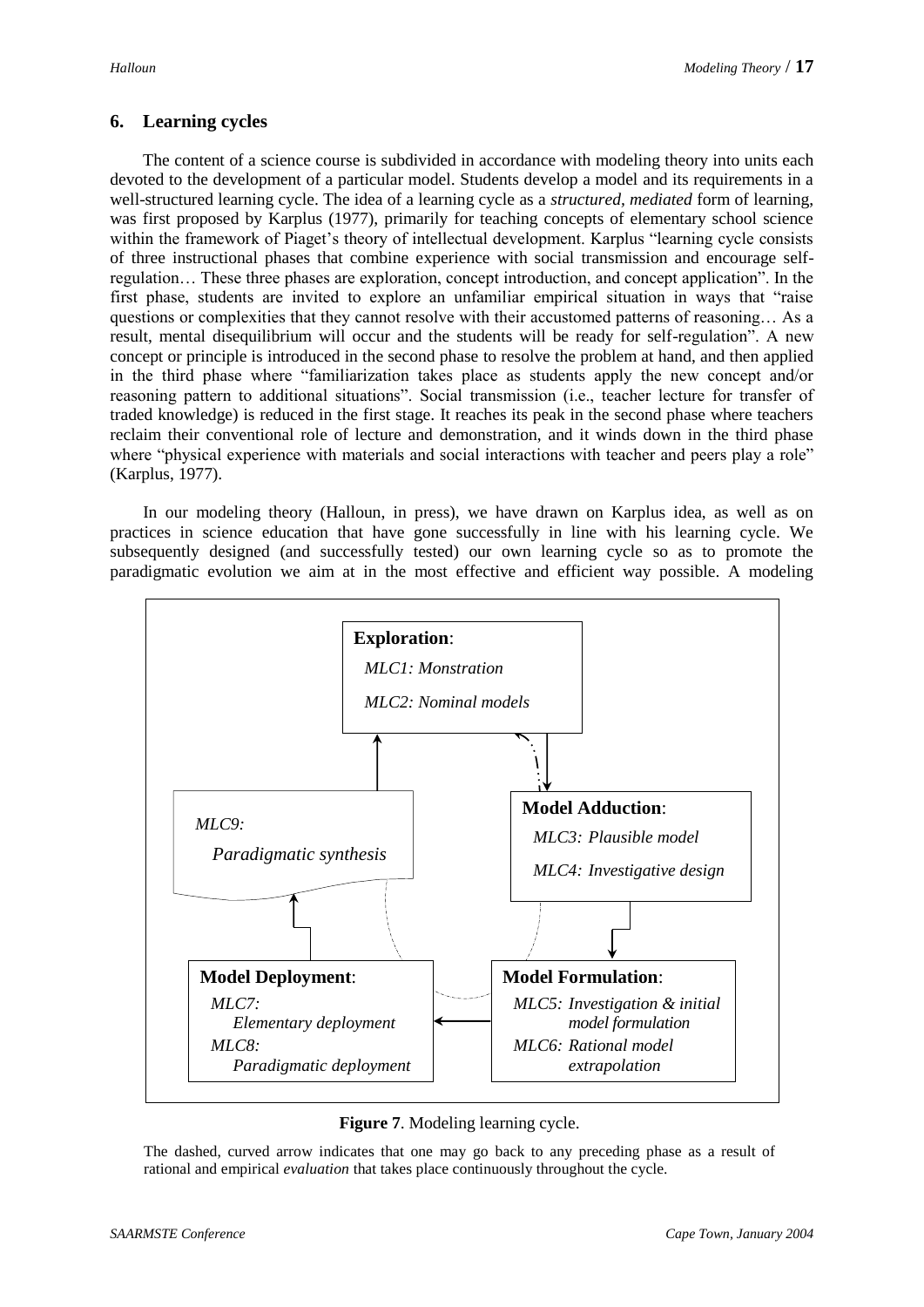## 6. Learning cycles

The content of a science course is subdivided in accordance with modeling theory into units each devoted to the development of a particular model. Students develop a model and its requirements in a well-structured learning cycle. The idea of a learning cycle as a *structured, mediated* form of learning, was first proposed by Karplus (1977), primarily for teaching concepts of elementary school science within the framework of Piaget's theory of intellectual development. Karplus "learning cycle consists of three instructional phases that combine experience with social transmission and encourage self-regulation… These three phases are exploration, concept introduction, and concept application". In the first phase, students are invited to explore an unfamiliar empirical situation in ways that "raise questions or complexities that they cannot resolve with their accustomed patterns of reasoning… As a result, mental disequilibrium will occur and the students will be ready for self-regulation". A new concept or principle is introduced in the second phase to resolve the problem at hand, and then applied in the third phase where "familiarization takes place as students apply the new concept and/or reasoning pattern to additional situations". Social transmission (i.e., teacher lecture for transfer of traded knowledge) is reduced in the first stage. It reaches its peak in the second phase where teachers reclaim their conventional role of lecture and demonstration, and it winds down in the third phase where "physical experience with materials and social interactions with teacher and peers play a role" (Karplus, 1977).

In our modeling theory (Halloun, in press), we have drawn on Karplus idea, as well as on practices in science education that have gone successfully in line with his learning cycle. We subsequently designed (and successfully tested) our own learning cycle so as to promote the paradigmatic evolution we aim at in the most effective and efficient way possible. A modeling

**Exploration**:
*MLC1: Monstration*
*MLC2: Nominal models*

**Model Adduction**:
*MLC3: Plausible model*
*MLC4: Investigative design*

**Model Formulation**:
*MLC5: Investigation & initial model formulation*
*MLC6: Rational model extrapolation*

**Model Deployment**:
*MLC7: Elementary deployment*
*MLC8: Paradigmatic deployment*

*MLC9: Paradigmatic synthesis*

**Figure 7**. Modeling learning cycle.

The dashed, curved arrow indicates that one may go back to any preceding phase as a result of rational and empirical *evaluation* that takes place continuously throughout the cycle.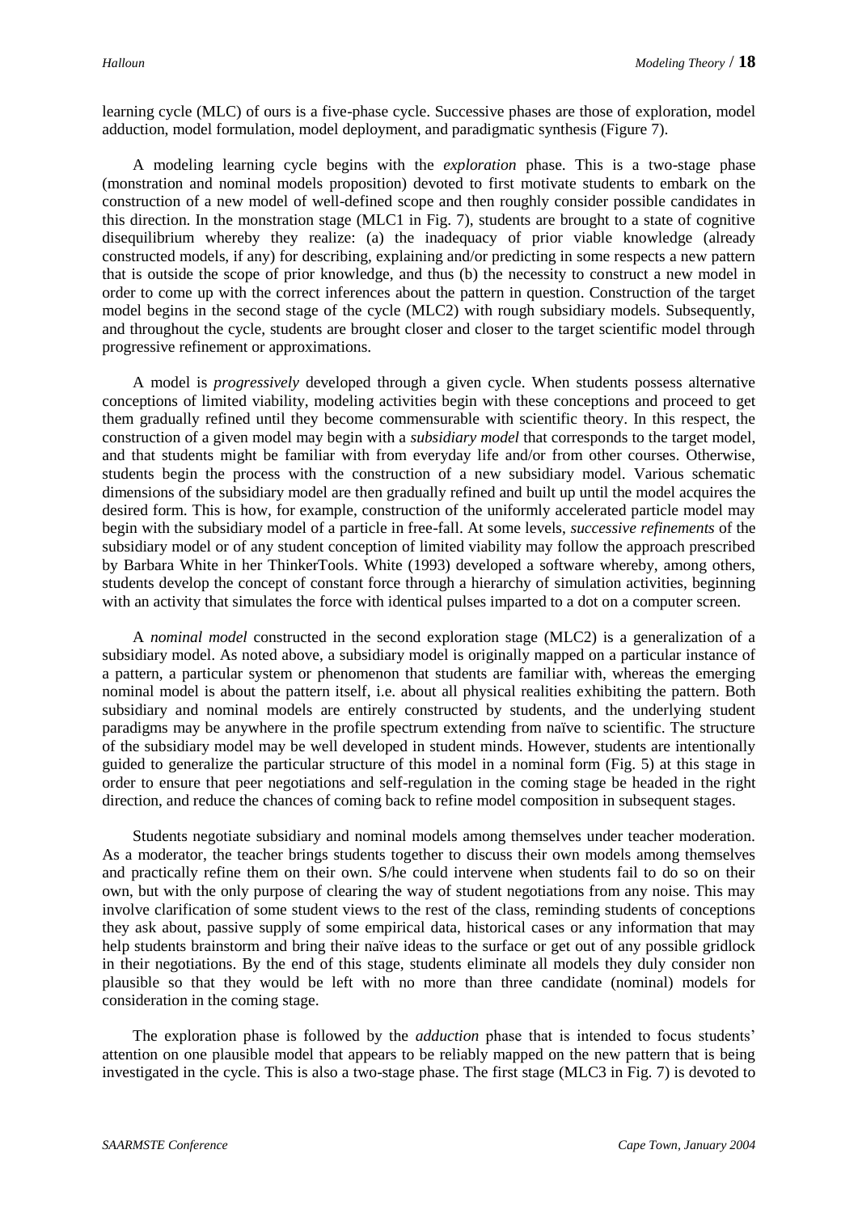learning cycle (MLC) of ours is a five-phase cycle. Successive phases are those of exploration, model adduction, model formulation, model deployment, and paradigmatic synthesis (Figure 7).

A modeling learning cycle begins with the *exploration* phase. This is a two-stage phase (monstration and nominal models proposition) devoted to first motivate students to embark on the construction of a new model of well-defined scope and then roughly consider possible candidates in this direction. In the monstration stage (MLC1 in Fig. 7), students are brought to a state of cognitive disequilibrium whereby they realize: (a) the inadequacy of prior viable knowledge (already constructed models, if any) for describing, explaining and/or predicting in some respects a new pattern that is outside the scope of prior knowledge, and thus (b) the necessity to construct a new model in order to come up with the correct inferences about the pattern in question. Construction of the target model begins in the second stage of the cycle (MLC2) with rough subsidiary models. Subsequently, and throughout the cycle, students are brought closer and closer to the target scientific model through progressive refinement or approximations.

A model is *progressively* developed through a given cycle. When students possess alternative conceptions of limited viability, modeling activities begin with these conceptions and proceed to get them gradually refined until they become commensurable with scientific theory. In this respect, the construction of a given model may begin with a *subsidiary model* that corresponds to the target model, and that students might be familiar with from everyday life and/or from other courses. Otherwise, students begin the process with the construction of a new subsidiary model. Various schematic dimensions of the subsidiary model are then gradually refined and built up until the model acquires the desired form. This is how, for example, construction of the uniformly accelerated particle model may begin with the subsidiary model of a particle in free-fall. At some levels, *successive refinements* of the subsidiary model or of any student conception of limited viability may follow the approach prescribed by Barbara White in her ThinkerTools. White (1993) developed a software whereby, among others, students develop the concept of constant force through a hierarchy of simulation activities, beginning with an activity that simulates the force with identical pulses imparted to a dot on a computer screen.

A *nominal model* constructed in the second exploration stage (MLC2) is a generalization of a subsidiary model. As noted above, a subsidiary model is originally mapped on a particular instance of a pattern, a particular system or phenomenon that students are familiar with, whereas the emerging nominal model is about the pattern itself, i.e. about all physical realities exhibiting the pattern. Both subsidiary and nominal models are entirely constructed by students, and the underlying student paradigms may be anywhere in the profile spectrum extending from naïve to scientific. The structure of the subsidiary model may be well developed in student minds. However, students are intentionally guided to generalize the particular structure of this model in a nominal form (Fig. 5) at this stage in order to ensure that peer negotiations and self-regulation in the coming stage be headed in the right direction, and reduce the chances of coming back to refine model composition in subsequent stages.

Students negotiate subsidiary and nominal models among themselves under teacher moderation. As a moderator, the teacher brings students together to discuss their own models among themselves and practically refine them on their own. S/he could intervene when students fail to do so on their own, but with the only purpose of clearing the way of student negotiations from any noise. This may involve clarification of some student views to the rest of the class, reminding students of conceptions they ask about, passive supply of some empirical data, historical cases or any information that may help students brainstorm and bring their naïve ideas to the surface or get out of any possible gridlock in their negotiations. By the end of this stage, students eliminate all models they duly consider non plausible so that they would be left with no more than three candidate (nominal) models for consideration in the coming stage.

The exploration phase is followed by the *adduction* phase that is intended to focus students' attention on one plausible model that appears to be reliably mapped on the new pattern that is being investigated in the cycle. This is also a two-stage phase. The first stage (MLC3 in Fig. 7) is devoted to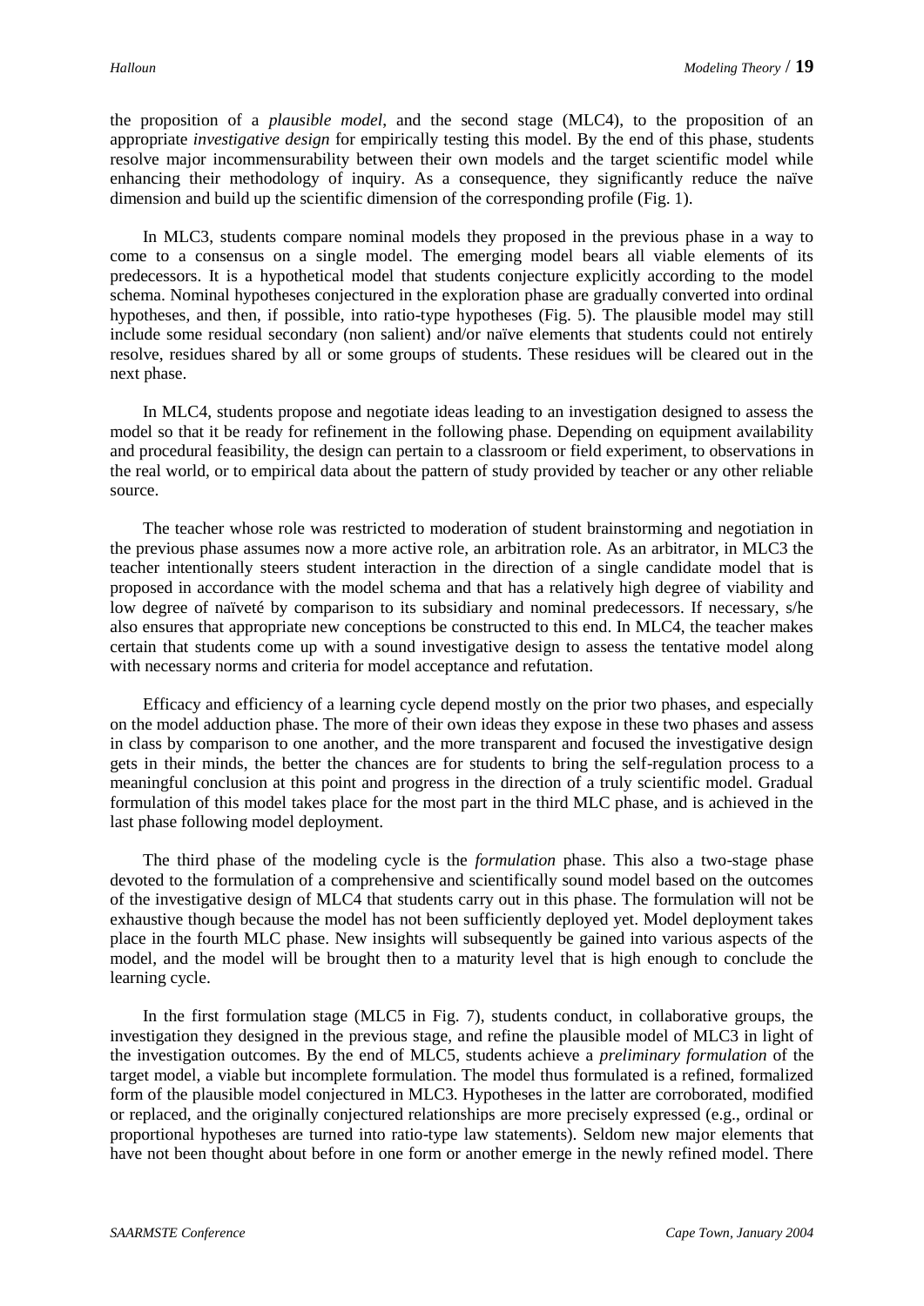the proposition of a *plausible model*, and the second stage (MLC4), to the proposition of an appropriate *investigative design* for empirically testing this model. By the end of this phase, students resolve major incommensurability between their own models and the target scientific model while enhancing their methodology of inquiry. As a consequence, they significantly reduce the naïve dimension and build up the scientific dimension of the corresponding profile (Fig. 1).

In MLC3, students compare nominal models they proposed in the previous phase in a way to come to a consensus on a single model. The emerging model bears all viable elements of its predecessors. It is a hypothetical model that students conjecture explicitly according to the model schema. Nominal hypotheses conjectured in the exploration phase are gradually converted into ordinal hypotheses, and then, if possible, into ratio-type hypotheses (Fig. 5). The plausible model may still include some residual secondary (non salient) and/or naïve elements that students could not entirely resolve, residues shared by all or some groups of students. These residues will be cleared out in the next phase.

In MLC4, students propose and negotiate ideas leading to an investigation designed to assess the model so that it be ready for refinement in the following phase. Depending on equipment availability and procedural feasibility, the design can pertain to a classroom or field experiment, to observations in the real world, or to empirical data about the pattern of study provided by teacher or any other reliable source.

The teacher whose role was restricted to moderation of student brainstorming and negotiation in the previous phase assumes now a more active role, an arbitration role. As an arbitrator, in MLC3 the teacher intentionally steers student interaction in the direction of a single candidate model that is proposed in accordance with the model schema and that has a relatively high degree of viability and low degree of naïveté by comparison to its subsidiary and nominal predecessors. If necessary, s/he also ensures that appropriate new conceptions be constructed to this end. In MLC4, the teacher makes certain that students come up with a sound investigative design to assess the tentative model along with necessary norms and criteria for model acceptance and refutation.

Efficacy and efficiency of a learning cycle depend mostly on the prior two phases, and especially on the model adduction phase. The more of their own ideas they expose in these two phases and assess in class by comparison to one another, and the more transparent and focused the investigative design gets in their minds, the better the chances are for students to bring the self-regulation process to a meaningful conclusion at this point and progress in the direction of a truly scientific model. Gradual formulation of this model takes place for the most part in the third MLC phase, and is achieved in the last phase following model deployment.

The third phase of the modeling cycle is the *formulation* phase. This also a two-stage phase devoted to the formulation of a comprehensive and scientifically sound model based on the outcomes of the investigative design of MLC4 that students carry out in this phase. The formulation will not be exhaustive though because the model has not been sufficiently deployed yet. Model deployment takes place in the fourth MLC phase. New insights will subsequently be gained into various aspects of the model, and the model will be brought then to a maturity level that is high enough to conclude the learning cycle.

In the first formulation stage (MLC5 in Fig. 7), students conduct, in collaborative groups, the investigation they designed in the previous stage, and refine the plausible model of MLC3 in light of the investigation outcomes. By the end of MLC5, students achieve a *preliminary formulation* of the target model, a viable but incomplete formulation. The model thus formulated is a refined, formalized form of the plausible model conjectured in MLC3. Hypotheses in the latter are corroborated, modified or replaced, and the originally conjectured relationships are more precisely expressed (e.g., ordinal or proportional hypotheses are turned into ratio-type law statements). Seldom new major elements that have not been thought about before in one form or another emerge in the newly refined model. There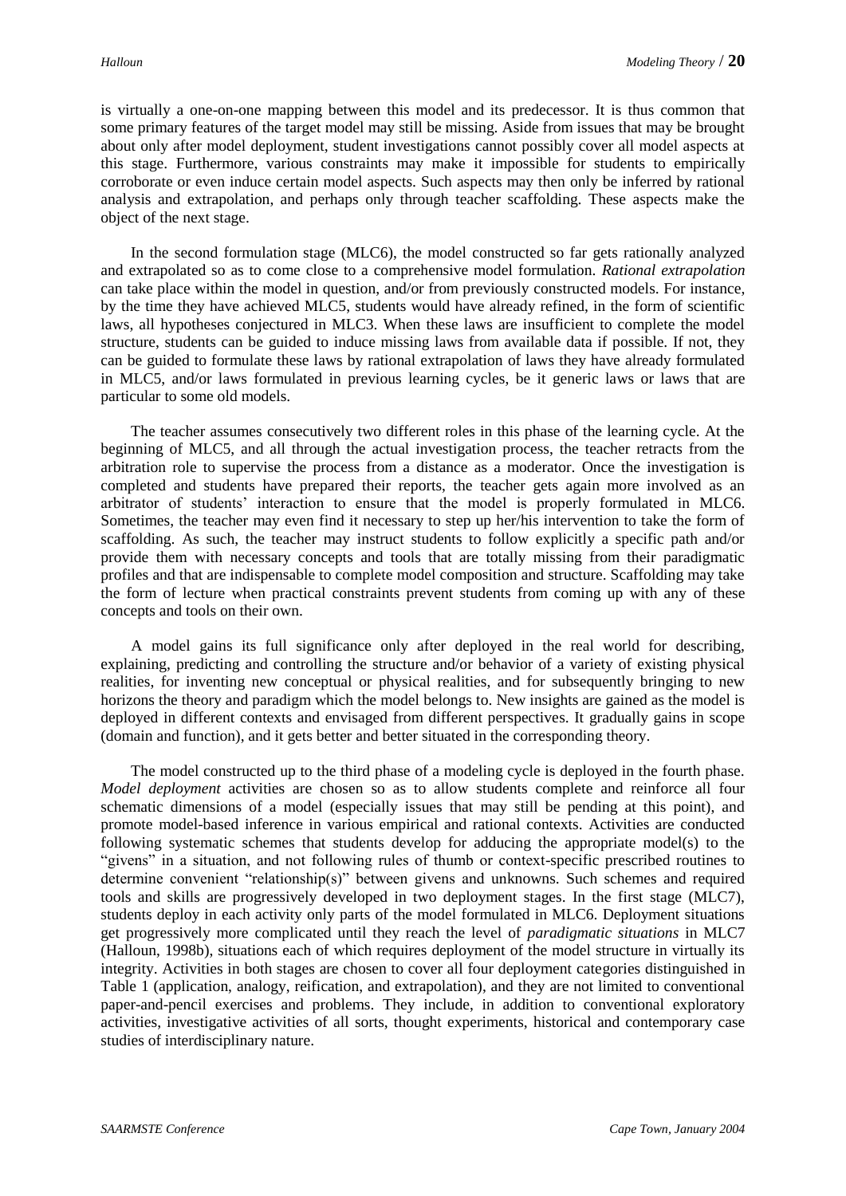is virtually a one-on-one mapping between this model and its predecessor. It is thus common that some primary features of the target model may still be missing. Aside from issues that may be brought about only after model deployment, student investigations cannot possibly cover all model aspects at this stage. Furthermore, various constraints may make it impossible for students to empirically corroborate or even induce certain model aspects. Such aspects may then only be inferred by rational analysis and extrapolation, and perhaps only through teacher scaffolding. These aspects make the object of the next stage.

In the second formulation stage (MLC6), the model constructed so far gets rationally analyzed and extrapolated so as to come close to a comprehensive model formulation. *Rational extrapolation* can take place within the model in question, and/or from previously constructed models. For instance, by the time they have achieved MLC5, students would have already refined, in the form of scientific laws, all hypotheses conjectured in MLC3. When these laws are insufficient to complete the model structure, students can be guided to induce missing laws from available data if possible. If not, they can be guided to formulate these laws by rational extrapolation of laws they have already formulated in MLC5, and/or laws formulated in previous learning cycles, be it generic laws or laws that are particular to some old models.

The teacher assumes consecutively two different roles in this phase of the learning cycle. At the beginning of MLC5, and all through the actual investigation process, the teacher retracts from the arbitration role to supervise the process from a distance as a moderator. Once the investigation is completed and students have prepared their reports, the teacher gets again more involved as an arbitrator of students' interaction to ensure that the model is properly formulated in MLC6. Sometimes, the teacher may even find it necessary to step up her/his intervention to take the form of scaffolding. As such, the teacher may instruct students to follow explicitly a specific path and/or provide them with necessary concepts and tools that are totally missing from their paradigmatic profiles and that are indispensable to complete model composition and structure. Scaffolding may take the form of lecture when practical constraints prevent students from coming up with any of these concepts and tools on their own.

A model gains its full significance only after deployed in the real world for describing, explaining, predicting and controlling the structure and/or behavior of a variety of existing physical realities, for inventing new conceptual or physical realities, and for subsequently bringing to new horizons the theory and paradigm which the model belongs to. New insights are gained as the model is deployed in different contexts and envisaged from different perspectives. It gradually gains in scope (domain and function), and it gets better and better situated in the corresponding theory.

The model constructed up to the third phase of a modeling cycle is deployed in the fourth phase. *Model deployment* activities are chosen so as to allow students complete and reinforce all four schematic dimensions of a model (especially issues that may still be pending at this point), and promote model-based inference in various empirical and rational contexts. Activities are conducted following systematic schemes that students develop for adducing the appropriate model(s) to the "givens" in a situation, and not following rules of thumb or context-specific prescribed routines to determine convenient "relationship(s)" between givens and unknowns. Such schemes and required tools and skills are progressively developed in two deployment stages. In the first stage (MLC7), students deploy in each activity only parts of the model formulated in MLC6. Deployment situations get progressively more complicated until they reach the level of *paradigmatic situations* in MLC7 (Halloun, 1998b), situations each of which requires deployment of the model structure in virtually its integrity. Activities in both stages are chosen to cover all four deployment categories distinguished in Table 1 (application, analogy, reification, and extrapolation), and they are not limited to conventional paper-and-pencil exercises and problems. They include, in addition to conventional exploratory activities, investigative activities of all sorts, thought experiments, historical and contemporary case studies of interdisciplinary nature.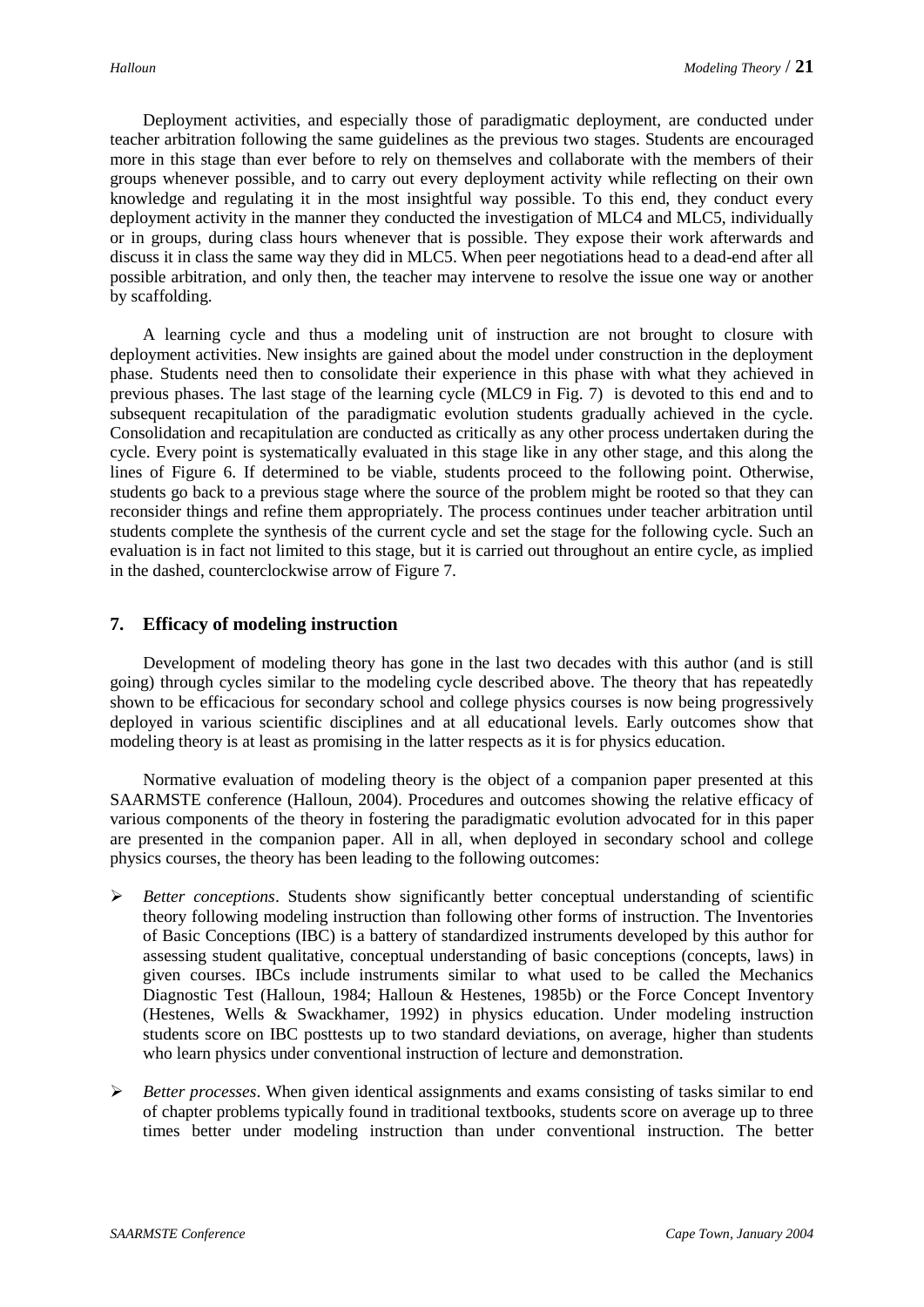Deployment activities, and especially those of paradigmatic deployment, are conducted under teacher arbitration following the same guidelines as the previous two stages. Students are encouraged more in this stage than ever before to rely on themselves and collaborate with the members of their groups whenever possible, and to carry out every deployment activity while reflecting on their own knowledge and regulating it in the most insightful way possible. To this end, they conduct every deployment activity in the manner they conducted the investigation of MLC4 and MLC5, individually or in groups, during class hours whenever that is possible. They expose their work afterwards and discuss it in class the same way they did in MLC5. When peer negotiations head to a dead-end after all possible arbitration, and only then, the teacher may intervene to resolve the issue one way or another by scaffolding.

A learning cycle and thus a modeling unit of instruction are not brought to closure with deployment activities. New insights are gained about the model under construction in the deployment phase. Students need then to consolidate their experience in this phase with what they achieved in previous phases. The last stage of the learning cycle (MLC9 in Fig. 7) is devoted to this end and to subsequent recapitulation of the paradigmatic evolution students gradually achieved in the cycle. Consolidation and recapitulation are conducted as critically as any other process undertaken during the cycle. Every point is systematically evaluated in this stage like in any other stage, and this along the lines of Figure 6. If determined to be viable, students proceed to the following point. Otherwise, students go back to a previous stage where the source of the problem might be rooted so that they can reconsider things and refine them appropriately. The process continues under teacher arbitration until students complete the synthesis of the current cycle and set the stage for the following cycle. Such an evaluation is in fact not limited to this stage, but it is carried out throughout an entire cycle, as implied in the dashed, counterclockwise arrow of Figure 7.

## 7. Efficacy of modeling instruction

Development of modeling theory has gone in the last two decades with this author (and is still going) through cycles similar to the modeling cycle described above. The theory that has repeatedly shown to be efficacious for secondary school and college physics courses is now being progressively deployed in various scientific disciplines and at all educational levels. Early outcomes show that modeling theory is at least as promising in the latter respects as it is for physics education.

Normative evaluation of modeling theory is the object of a companion paper presented at this SAARMSTE conference (Halloun, 2004). Procedures and outcomes showing the relative efficacy of various components of the theory in fostering the paradigmatic evolution advocated for in this paper are presented in the companion paper. All in all, when deployed in secondary school and college physics courses, the theory has been leading to the following outcomes:

- *Better conceptions*. Students show significantly better conceptual understanding of scientific theory following modeling instruction than following other forms of instruction. The Inventories of Basic Conceptions (IBC) is a battery of standardized instruments developed by this author for assessing student qualitative, conceptual understanding of basic conceptions (concepts, laws) in given courses. IBCs include instruments similar to what used to be called the Mechanics Diagnostic Test (Halloun, 1984; Halloun & Hestenes, 1985b) or the Force Concept Inventory (Hestenes, Wells & Swackhamer, 1992) in physics education. Under modeling instruction students score on IBC posttests up to two standard deviations, on average, higher than students who learn physics under conventional instruction of lecture and demonstration.
- *Better processes*. When given identical assignments and exams consisting of tasks similar to end of chapter problems typically found in traditional textbooks, students score on average up to three times better under modeling instruction than under conventional instruction. The better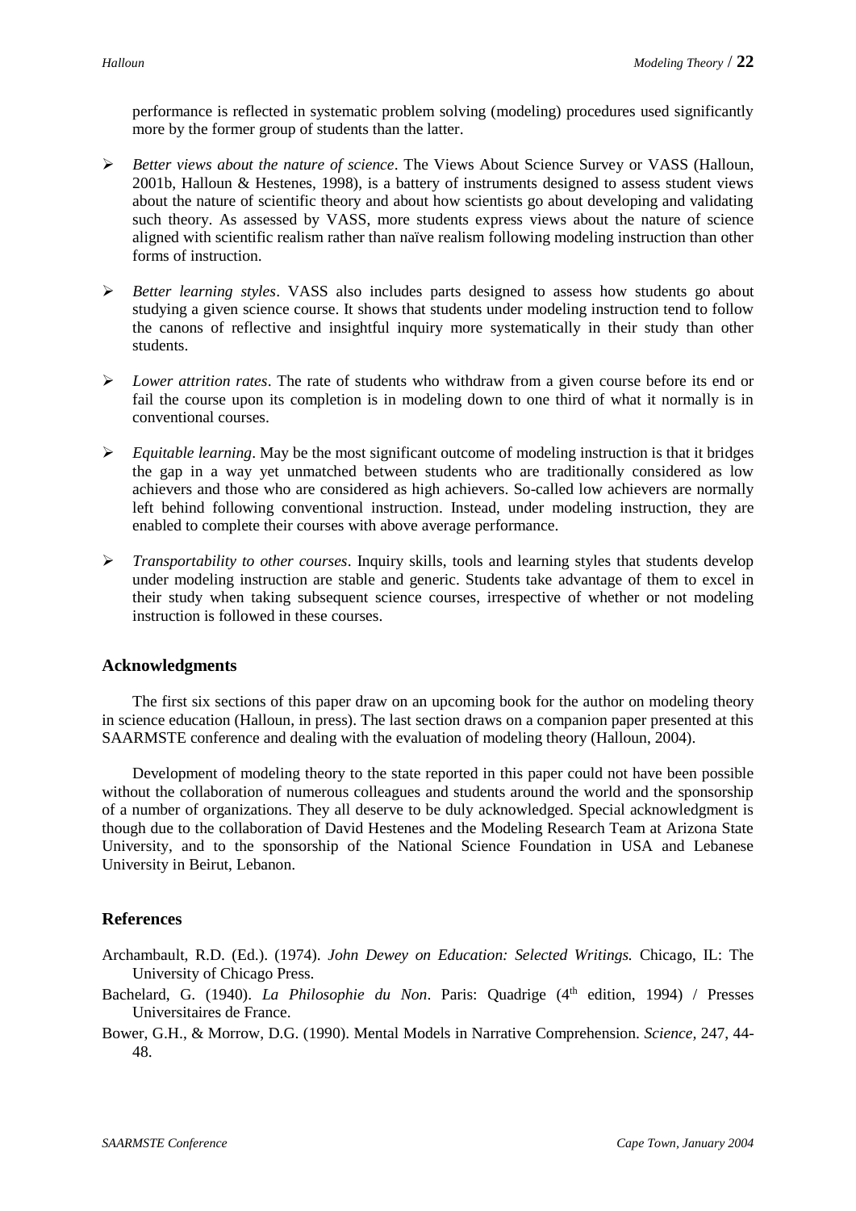performance is reflected in systematic problem solving (modeling) procedures used significantly more by the former group of students than the latter.

- *Better views about the nature of science*. The Views About Science Survey or VASS (Halloun, 2001b, Halloun & Hestenes, 1998), is a battery of instruments designed to assess student views about the nature of scientific theory and about how scientists go about developing and validating such theory. As assessed by VASS, more students express views about the nature of science aligned with scientific realism rather than naïve realism following modeling instruction than other forms of instruction.

- *Better learning styles*. VASS also includes parts designed to assess how students go about studying a given science course. It shows that students under modeling instruction tend to follow the canons of reflective and insightful inquiry more systematically in their study than other students.

- *Lower attrition rates*. The rate of students who withdraw from a given course before its end or fail the course upon its completion is in modeling down to one third of what it normally is in conventional courses.

- *Equitable learning*. May be the most significant outcome of modeling instruction is that it bridges the gap in a way yet unmatched between students who are traditionally considered as low achievers and those who are considered as high achievers. So-called low achievers are normally left behind following conventional instruction. Instead, under modeling instruction, they are enabled to complete their courses with above average performance.

- *Transportability to other courses*. Inquiry skills, tools and learning styles that students develop under modeling instruction are stable and generic. Students take advantage of them to excel in their study when taking subsequent science courses, irrespective of whether or not modeling instruction is followed in these courses.

## Acknowledgments

The first six sections of this paper draw on an upcoming book for the author on modeling theory in science education (Halloun, in press). The last section draws on a companion paper presented at this SAARMSTE conference and dealing with the evaluation of modeling theory (Halloun, 2004).

Development of modeling theory to the state reported in this paper could not have been possible without the collaboration of numerous colleagues and students around the world and the sponsorship of a number of organizations. They all deserve to be duly acknowledged. Special acknowledgment is though due to the collaboration of David Hestenes and the Modeling Research Team at Arizona State University, and to the sponsorship of the National Science Foundation in USA and Lebanese University in Beirut, Lebanon.

## References

Archambault, R.D. (Ed.). (1974). *John Dewey on Education: Selected Writings.* Chicago, IL: The University of Chicago Press.

Bachelard, G. (1940). *La Philosophie du Non*. Paris: Quadrige (4th edition, 1994) / Presses Universitaires de France.

Bower, G.H., & Morrow, D.G. (1990). Mental Models in Narrative Comprehension. *Science*, 247, 44-48.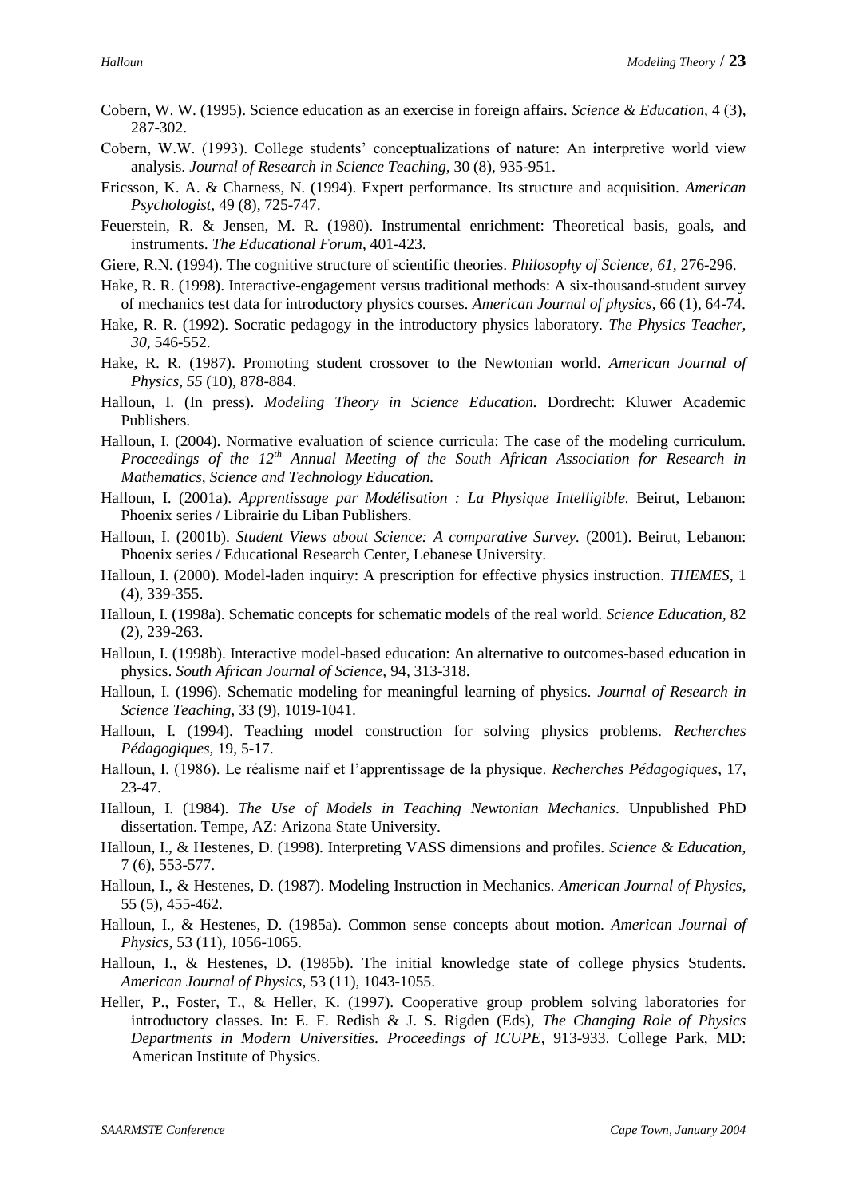Cobern, W. W. (1995). Science education as an exercise in foreign affairs. *Science & Education*, 4 (3), 287-302.

Cobern, W.W. (1993). College students' conceptualizations of nature: An interpretive world view analysis. *Journal of Research in Science Teaching*, 30 (8), 935-951.

Ericsson, K. A. & Charness, N. (1994). Expert performance. Its structure and acquisition. *American Psychologist*, 49 (8), 725-747.

Feuerstein, R. & Jensen, M. R. (1980). Instrumental enrichment: Theoretical basis, goals, and instruments. *The Educational Forum*, 401-423.

Giere, R.N. (1994). The cognitive structure of scientific theories. *Philosophy of Science, 61*, 276-296.

Hake, R. R. (1998). Interactive-engagement versus traditional methods: A six-thousand-student survey of mechanics test data for introductory physics courses. *American Journal of physics*, 66 (1), 64-74.

Hake, R. R. (1992). Socratic pedagogy in the introductory physics laboratory. *The Physics Teacher, 30*, 546-552.

Hake, R. R. (1987). Promoting student crossover to the Newtonian world. *American Journal of Physics, 55* (10), 878-884.

Halloun, I. (In press). *Modeling Theory in Science Education.* Dordrecht: Kluwer Academic Publishers.

Halloun, I. (2004). Normative evaluation of science curricula: The case of the modeling curriculum. *Proceedings of the 12th Annual Meeting of the South African Association for Research in Mathematics, Science and Technology Education.*

Halloun, I. (2001a). *Apprentissage par Modélisation : La Physique Intelligible.* Beirut, Lebanon: Phoenix series / Librairie du Liban Publishers.

Halloun, I. (2001b). *Student Views about Science: A comparative Survey.* (2001). Beirut, Lebanon: Phoenix series / Educational Research Center, Lebanese University.

Halloun, I. (2000). Model-laden inquiry: A prescription for effective physics instruction. *THEMES*, 1 (4), 339-355.

Halloun, I. (1998a). Schematic concepts for schematic models of the real world. *Science Education,* 82 (2), 239-263.

Halloun, I. (1998b). Interactive model-based education: An alternative to outcomes-based education in physics. *South African Journal of Science,* 94, 313-318.

Halloun, I. (1996). Schematic modeling for meaningful learning of physics. *Journal of Research in Science Teaching,* 33 (9), 1019-1041.

Halloun, I. (1994). Teaching model construction for solving physics problems. *Recherches Pédagogiques,* 19, 5-17.

Halloun, I. (1986). Le réalisme naif et l'apprentissage de la physique. *Recherches Pédagogiques*, 17, 23-47.

Halloun, I. (1984). *The Use of Models in Teaching Newtonian Mechanics*. Unpublished PhD dissertation. Tempe, AZ: Arizona State University.

Halloun, I., & Hestenes, D. (1998). Interpreting VASS dimensions and profiles. *Science & Education*, 7 (6), 553-577.

Halloun, I., & Hestenes, D. (1987). Modeling Instruction in Mechanics. *American Journal of Physics*, 55 (5), 455-462.

Halloun, I., & Hestenes, D. (1985a). Common sense concepts about motion. *American Journal of Physics*, 53 (11), 1056-1065.

Halloun, I., & Hestenes, D. (1985b). The initial knowledge state of college physics Students. *American Journal of Physics*, 53 (11), 1043-1055.

Heller, P., Foster, T., & Heller, K. (1997). Cooperative group problem solving laboratories for introductory classes. In: E. F. Redish & J. S. Rigden (Eds), *The Changing Role of Physics Departments in Modern Universities. Proceedings of ICUPE*, 913-933. College Park, MD: American Institute of Physics.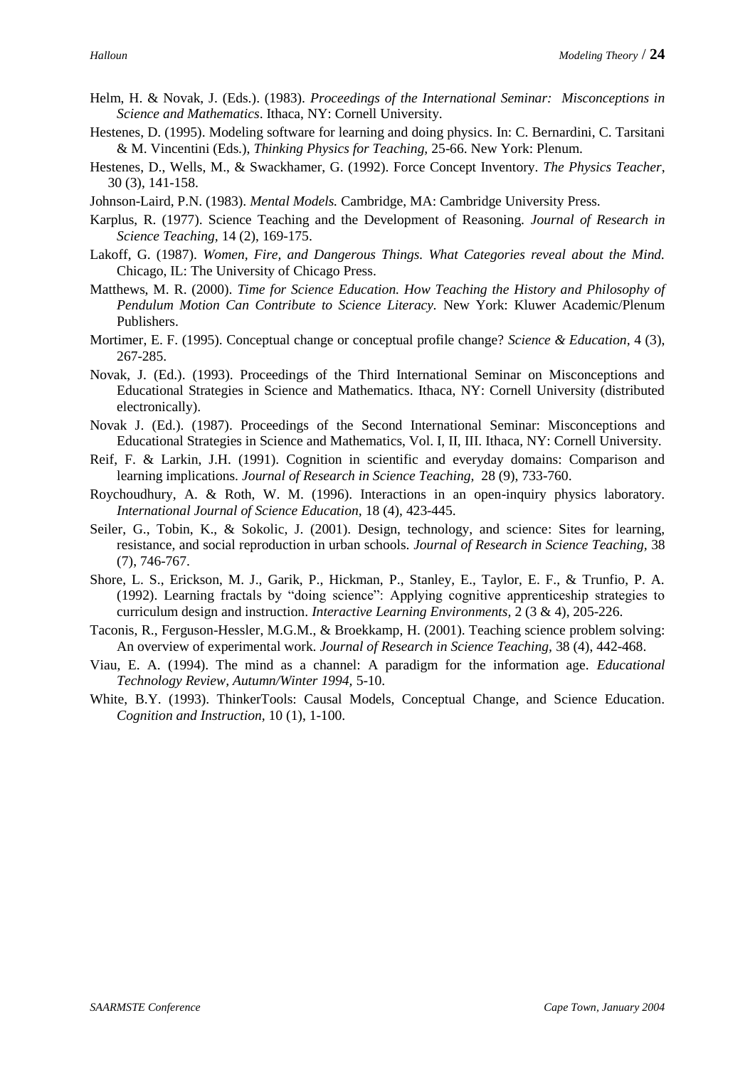Helm, H. & Novak, J. (Eds.). (1983). *Proceedings of the International Seminar: Misconceptions in Science and Mathematics*. Ithaca, NY: Cornell University.

Hestenes, D. (1995). Modeling software for learning and doing physics. In: C. Bernardini, C. Tarsitani & M. Vincentini (Eds.), *Thinking Physics for Teaching*, 25-66. New York: Plenum.

Hestenes, D., Wells, M., & Swackhamer, G. (1992). Force Concept Inventory. *The Physics Teacher*, 30 (3), 141-158.

Johnson-Laird, P.N. (1983). *Mental Models.* Cambridge, MA: Cambridge University Press.

Karplus, R. (1977). Science Teaching and the Development of Reasoning. *Journal of Research in Science Teaching*, 14 (2), 169-175.

Lakoff, G. (1987). *Women, Fire, and Dangerous Things. What Categories reveal about the Mind.* Chicago, IL: The University of Chicago Press.

Matthews, M. R. (2000). *Time for Science Education. How Teaching the History and Philosophy of Pendulum Motion Can Contribute to Science Literacy.* New York: Kluwer Academic/Plenum Publishers.

Mortimer, E. F. (1995). Conceptual change or conceptual profile change? *Science & Education*, 4 (3), 267-285.

Novak, J. (Ed.). (1993). Proceedings of the Third International Seminar on Misconceptions and Educational Strategies in Science and Mathematics. Ithaca, NY: Cornell University (distributed electronically).

Novak J. (Ed.). (1987). Proceedings of the Second International Seminar: Misconceptions and Educational Strategies in Science and Mathematics, Vol. I, II, III. Ithaca, NY: Cornell University.

Reif, F. & Larkin, J.H. (1991). Cognition in scientific and everyday domains: Comparison and learning implications. *Journal of Research in Science Teaching*, 28 (9), 733-760.

Roychoudhury, A. & Roth, W. M. (1996). Interactions in an open-inquiry physics laboratory. *International Journal of Science Education*, 18 (4), 423-445.

Seiler, G., Tobin, K., & Sokolic, J. (2001). Design, technology, and science: Sites for learning, resistance, and social reproduction in urban schools. *Journal of Research in Science Teaching*, 38 (7), 746-767.

Shore, L. S., Erickson, M. J., Garik, P., Hickman, P., Stanley, E., Taylor, E. F., & Trunfio, P. A. (1992). Learning fractals by "doing science": Applying cognitive apprenticeship strategies to curriculum design and instruction. *Interactive Learning Environments*, 2 (3 & 4), 205-226.

Taconis, R., Ferguson-Hessler, M.G.M., & Broekkamp, H. (2001). Teaching science problem solving: An overview of experimental work. *Journal of Research in Science Teaching*, 38 (4), 442-468.

Viau, E. A. (1994). The mind as a channel: A paradigm for the information age. *Educational Technology Review*, *Autumn/Winter 1994*, 5-10.

White, B.Y. (1993). ThinkerTools: Causal Models, Conceptual Change, and Science Education. *Cognition and Instruction*, 10 (1), 1-100.